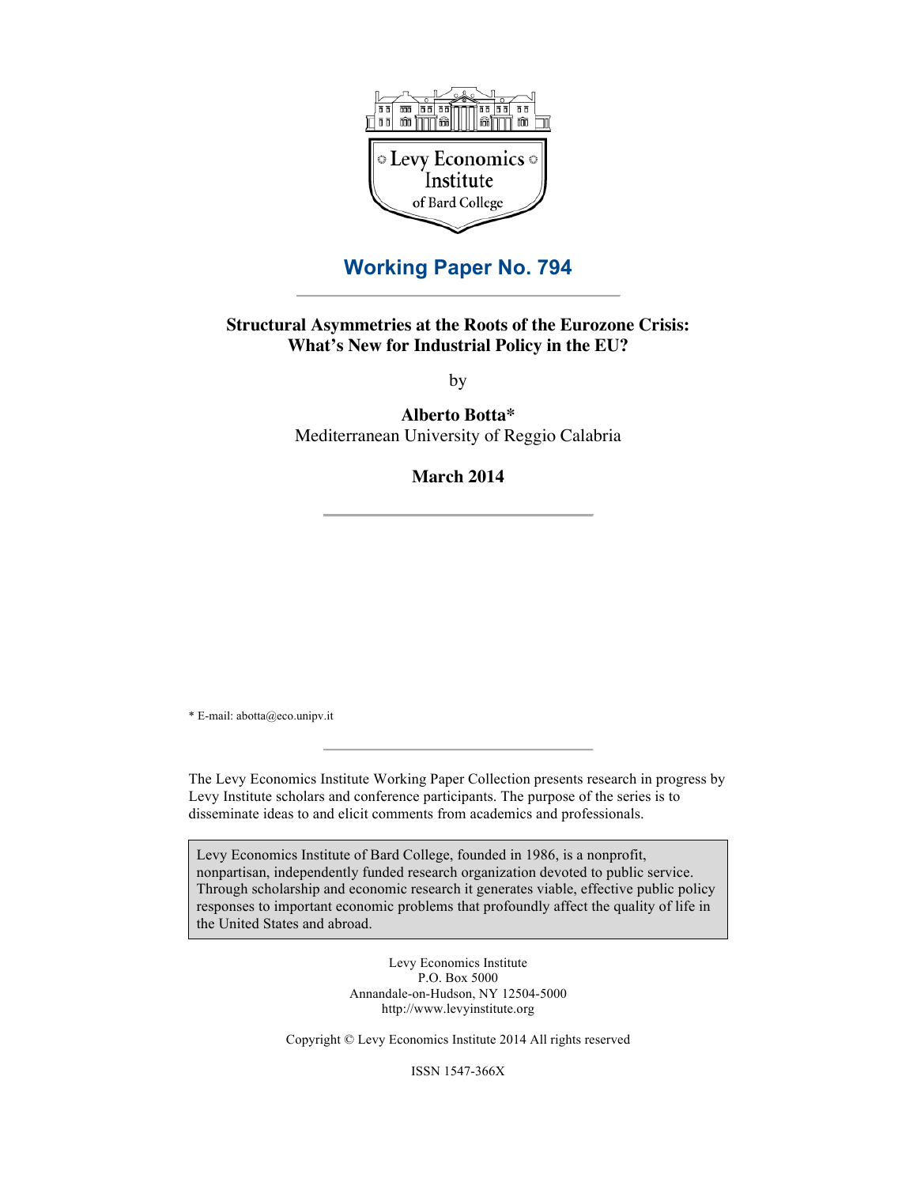Levy Economics Institute of Bard College

# Working Paper No. 794

## Structural Asymmetries at the Roots of the Eurozone Crisis: What's New for Industrial Policy in the EU?

by

**Alberto Botta***
Mediterranean University of Reggio Calabria

**March 2014**

* E-mail: abotta@eco.unipv.it

The Levy Economics Institute Working Paper Collection presents research in progress by Levy Institute scholars and conference participants. The purpose of the series is to disseminate ideas to and elicit comments from academics and professionals.

Levy Economics Institute of Bard College, founded in 1986, is a nonprofit, nonpartisan, independently funded research organization devoted to public service. Through scholarship and economic research it generates viable, effective public policy responses to important economic problems that profoundly affect the quality of life in the United States and abroad.

Levy Economics Institute
P.O. Box 5000
Annandale-on-Hudson, NY 12504-5000
http://www.levyinstitute.org

Copyright © Levy Economics Institute 2014 All rights reserved

ISSN 1547-366X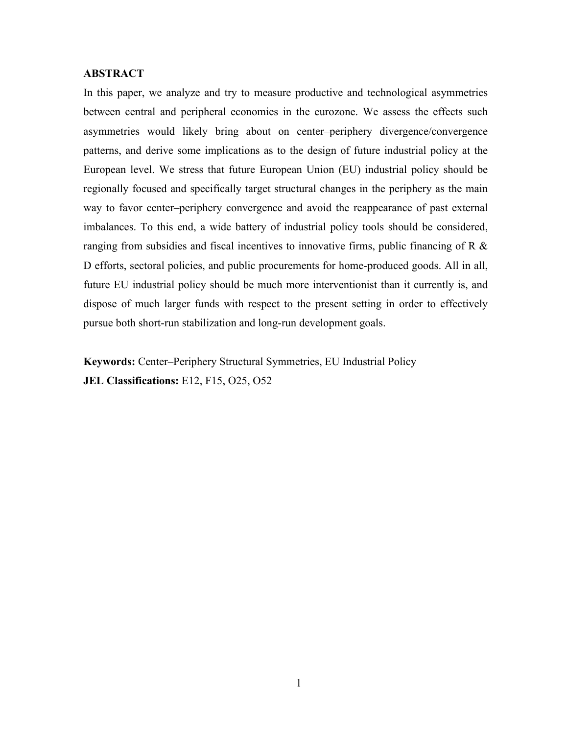**ABSTRACT**

In this paper, we analyze and try to measure productive and technological asymmetries between central and peripheral economies in the eurozone. We assess the effects such asymmetries would likely bring about on center–periphery divergence/convergence patterns, and derive some implications as to the design of future industrial policy at the European level. We stress that future European Union (EU) industrial policy should be regionally focused and specifically target structural changes in the periphery as the main way to favor center–periphery convergence and avoid the reappearance of past external imbalances. To this end, a wide battery of industrial policy tools should be considered, ranging from subsidies and fiscal incentives to innovative firms, public financing of R & D efforts, sectoral policies, and public procurements for home-produced goods. All in all, future EU industrial policy should be much more interventionist than it currently is, and dispose of much larger funds with respect to the present setting in order to effectively pursue both short-run stabilization and long-run development goals.

**Keywords:** Center–Periphery Structural Symmetries, EU Industrial Policy

**JEL Classifications:** E12, F15, O25, O52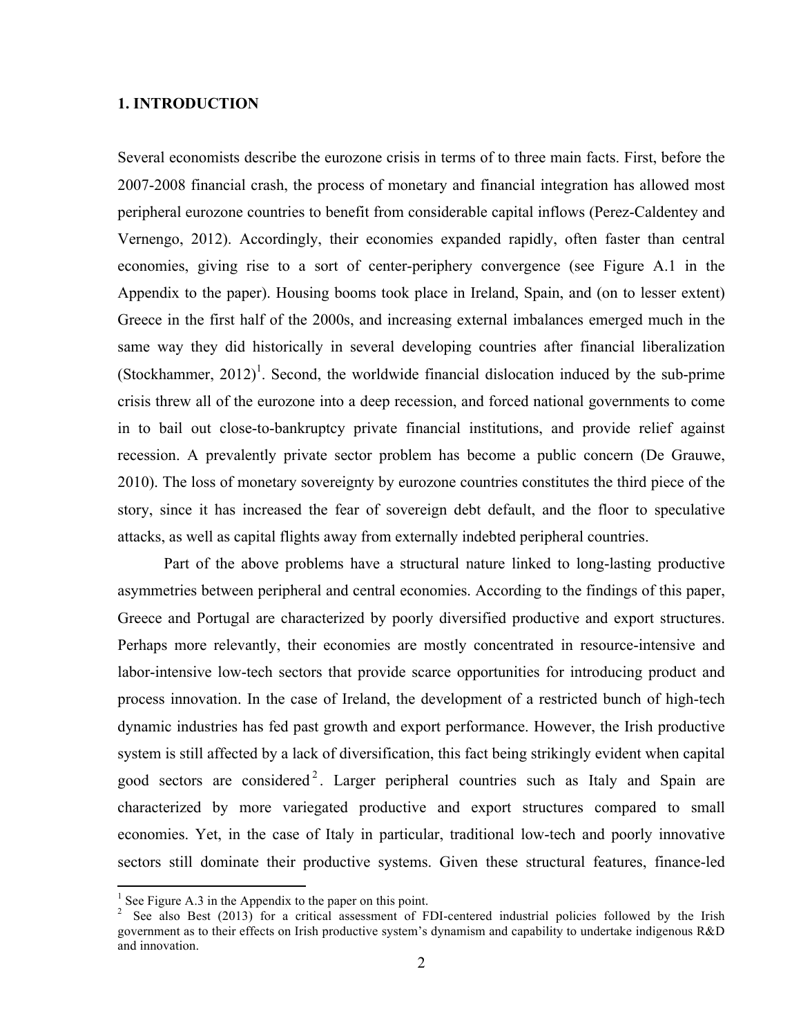## 1. INTRODUCTION

Several economists describe the eurozone crisis in terms of to three main facts. First, before the 2007-2008 financial crash, the process of monetary and financial integration has allowed most peripheral eurozone countries to benefit from considerable capital inflows (Perez-Caldentey and Vernengo, 2012). Accordingly, their economies expanded rapidly, often faster than central economies, giving rise to a sort of center-periphery convergence (see Figure A.1 in the Appendix to the paper). Housing booms took place in Ireland, Spain, and (on to lesser extent) Greece in the first half of the 2000s, and increasing external imbalances emerged much in the same way they did historically in several developing countries after financial liberalization (Stockhammer, 2012)[1]. Second, the worldwide financial dislocation induced by the sub-prime crisis threw all of the eurozone into a deep recession, and forced national governments to come in to bail out close-to-bankruptcy private financial institutions, and provide relief against recession. A prevalently private sector problem has become a public concern (De Grauwe, 2010). The loss of monetary sovereignty by eurozone countries constitutes the third piece of the story, since it has increased the fear of sovereign debt default, and the floor to speculative attacks, as well as capital flights away from externally indebted peripheral countries.

Part of the above problems have a structural nature linked to long-lasting productive asymmetries between peripheral and central economies. According to the findings of this paper, Greece and Portugal are characterized by poorly diversified productive and export structures. Perhaps more relevantly, their economies are mostly concentrated in resource-intensive and labor-intensive low-tech sectors that provide scarce opportunities for introducing product and process innovation. In the case of Ireland, the development of a restricted bunch of high-tech dynamic industries has fed past growth and export performance. However, the Irish productive system is still affected by a lack of diversification, this fact being strikingly evident when capital good sectors are considered[2]. Larger peripheral countries such as Italy and Spain are characterized by more variegated productive and export structures compared to small economies. Yet, in the case of Italy in particular, traditional low-tech and poorly innovative sectors still dominate their productive systems. Given these structural features, finance-led

[1] See Figure A.3 in the Appendix to the paper on this point.

[2] See also Best (2013) for a critical assessment of FDI-centered industrial policies followed by the Irish government as to their effects on Irish productive system's dynamism and capability to undertake indigenous R&D and innovation.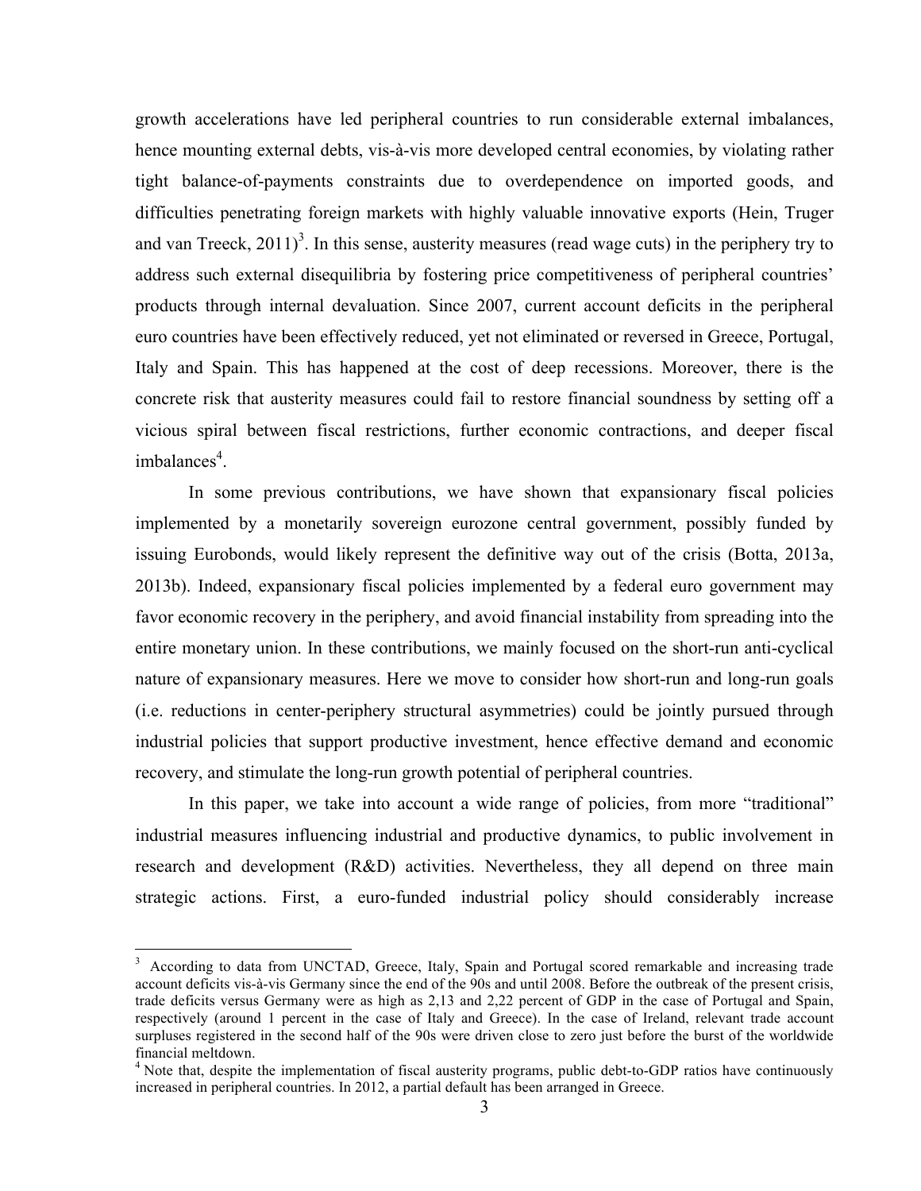growth accelerations have led peripheral countries to run considerable external imbalances, hence mounting external debts, vis-à-vis more developed central economies, by violating rather tight balance-of-payments constraints due to overdependence on imported goods, and difficulties penetrating foreign markets with highly valuable innovative exports (Hein, Truger and van Treeck, 2011)[3]. In this sense, austerity measures (read wage cuts) in the periphery try to address such external disequilibria by fostering price competitiveness of peripheral countries' products through internal devaluation. Since 2007, current account deficits in the peripheral euro countries have been effectively reduced, yet not eliminated or reversed in Greece, Portugal, Italy and Spain. This has happened at the cost of deep recessions. Moreover, there is the concrete risk that austerity measures could fail to restore financial soundness by setting off a vicious spiral between fiscal restrictions, further economic contractions, and deeper fiscal imbalances[4].

In some previous contributions, we have shown that expansionary fiscal policies implemented by a monetarily sovereign eurozone central government, possibly funded by issuing Eurobonds, would likely represent the definitive way out of the crisis (Botta, 2013a, 2013b). Indeed, expansionary fiscal policies implemented by a federal euro government may favor economic recovery in the periphery, and avoid financial instability from spreading into the entire monetary union. In these contributions, we mainly focused on the short-run anti-cyclical nature of expansionary measures. Here we move to consider how short-run and long-run goals (i.e. reductions in center-periphery structural asymmetries) could be jointly pursued through industrial policies that support productive investment, hence effective demand and economic recovery, and stimulate the long-run growth potential of peripheral countries.

In this paper, we take into account a wide range of policies, from more "traditional" industrial measures influencing industrial and productive dynamics, to public involvement in research and development (R&D) activities. Nevertheless, they all depend on three main strategic actions. First, a euro-funded industrial policy should considerably increase

---

[3] According to data from UNCTAD, Greece, Italy, Spain and Portugal scored remarkable and increasing trade account deficits vis-à-vis Germany since the end of the 90s and until 2008. Before the outbreak of the present crisis, trade deficits versus Germany were as high as 2,13 and 2,22 percent of GDP in the case of Portugal and Spain, respectively (around 1 percent in the case of Italy and Greece). In the case of Ireland, relevant trade account surpluses registered in the second half of the 90s were driven close to zero just before the burst of the worldwide financial meltdown.

[4] Note that, despite the implementation of fiscal austerity programs, public debt-to-GDP ratios have continuously increased in peripheral countries. In 2012, a partial default has been arranged in Greece.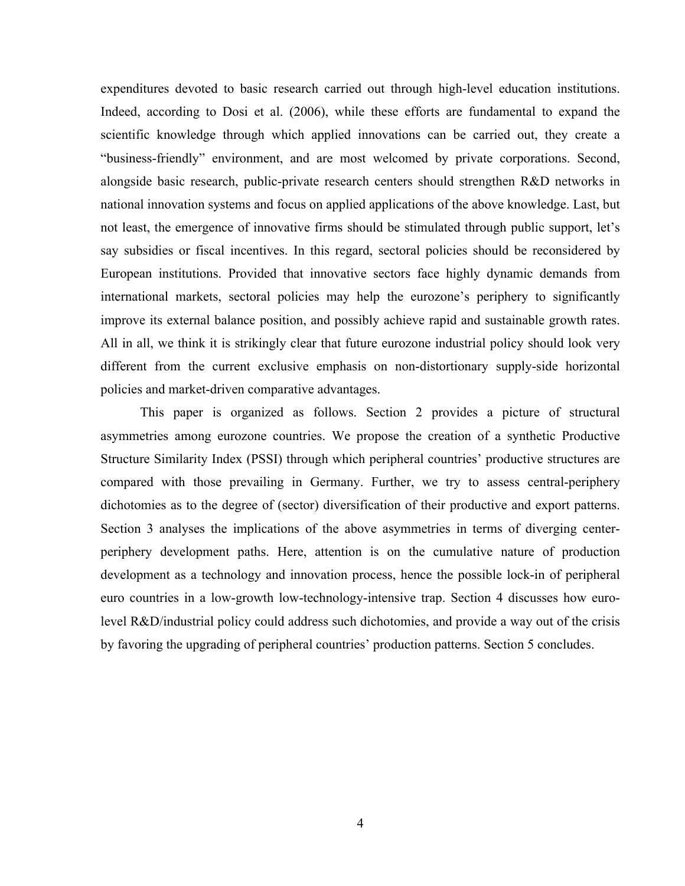expenditures devoted to basic research carried out through high-level education institutions. Indeed, according to Dosi et al. (2006), while these efforts are fundamental to expand the scientific knowledge through which applied innovations can be carried out, they create a "business-friendly" environment, and are most welcomed by private corporations. Second, alongside basic research, public-private research centers should strengthen R&D networks in national innovation systems and focus on applied applications of the above knowledge. Last, but not least, the emergence of innovative firms should be stimulated through public support, let's say subsidies or fiscal incentives. In this regard, sectoral policies should be reconsidered by European institutions. Provided that innovative sectors face highly dynamic demands from international markets, sectoral policies may help the eurozone's periphery to significantly improve its external balance position, and possibly achieve rapid and sustainable growth rates. All in all, we think it is strikingly clear that future eurozone industrial policy should look very different from the current exclusive emphasis on non-distortionary supply-side horizontal policies and market-driven comparative advantages.

This paper is organized as follows. Section 2 provides a picture of structural asymmetries among eurozone countries. We propose the creation of a synthetic Productive Structure Similarity Index (PSSI) through which peripheral countries' productive structures are compared with those prevailing in Germany. Further, we try to assess central-periphery dichotomies as to the degree of (sector) diversification of their productive and export patterns. Section 3 analyses the implications of the above asymmetries in terms of diverging center-periphery development paths. Here, attention is on the cumulative nature of production development as a technology and innovation process, hence the possible lock-in of peripheral euro countries in a low-growth low-technology-intensive trap. Section 4 discusses how euro-level R&D/industrial policy could address such dichotomies, and provide a way out of the crisis by favoring the upgrading of peripheral countries' production patterns. Section 5 concludes.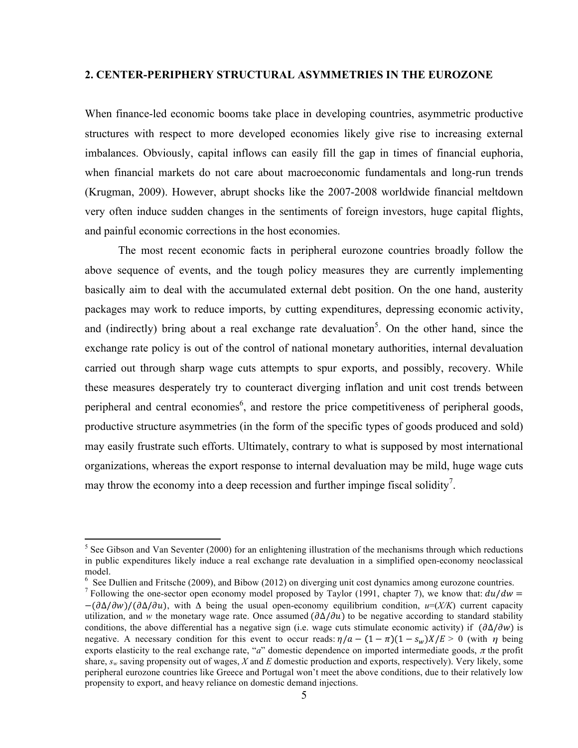## 2. CENTER-PERIPHERY STRUCTURAL ASYMMETRIES IN THE EUROZONE

When finance-led economic booms take place in developing countries, asymmetric productive structures with respect to more developed economies likely give rise to increasing external imbalances. Obviously, capital inflows can easily fill the gap in times of financial euphoria, when financial markets do not care about macroeconomic fundamentals and long-run trends (Krugman, 2009). However, abrupt shocks like the 2007-2008 worldwide financial meltdown very often induce sudden changes in the sentiments of foreign investors, huge capital flights, and painful economic corrections in the host economies.

The most recent economic facts in peripheral eurozone countries broadly follow the above sequence of events, and the tough policy measures they are currently implementing basically aim to deal with the accumulated external debt position. On the one hand, austerity packages may work to reduce imports, by cutting expenditures, depressing economic activity, and (indirectly) bring about a real exchange rate devaluation[5]. On the other hand, since the exchange rate policy is out of the control of national monetary authorities, internal devaluation carried out through sharp wage cuts attempts to spur exports, and possibly, recovery. While these measures desperately try to counteract diverging inflation and unit cost trends between peripheral and central economies[6], and restore the price competitiveness of peripheral goods, productive structure asymmetries (in the form of the specific types of goods produced and sold) may easily frustrate such efforts. Ultimately, contrary to what is supposed by most international organizations, whereas the export response to internal devaluation may be mild, huge wage cuts may throw the economy into a deep recession and further impinge fiscal solidity[7].

---

[5] See Gibson and Van Seventer (2000) for an enlightening illustration of the mechanisms through which reductions in public expenditures likely induce a real exchange rate devaluation in a simplified open-economy neoclassical model.

[6] See Dullien and Fritsche (2009), and Bibow (2012) on diverging unit cost dynamics among eurozone countries.

[7] Following the one-sector open economy model proposed by Taylor (1991, chapter 7), we know that: $du/dw = -(\partial\Delta/\partial w)/(\partial\Delta/\partial u)$, with $\Delta$ being the usual open-economy equilibrium condition, $u$=($X/K$) current capacity utilization, and $w$ the monetary wage rate. Once assumed $(\partial\Delta/\partial u)$ to be negative according to standard stability conditions, the above differential has a negative sign (i.e. wage cuts stimulate economic activity) if $(\partial\Delta/\partial w)$ is negative. A necessary condition for this event to occur reads: $\eta/a - (1-\pi)(1-s_w)X/E > 0$ (with $\eta$ being exports elasticity to the real exchange rate, "$a$" domestic dependence on imported intermediate goods, $\pi$ the profit share, $s_w$ saving propensity out of wages, $X$ and $E$ domestic production and exports, respectively). Very likely, some peripheral eurozone countries like Greece and Portugal won't meet the above conditions, due to their relatively low propensity to export, and heavy reliance on domestic demand injections.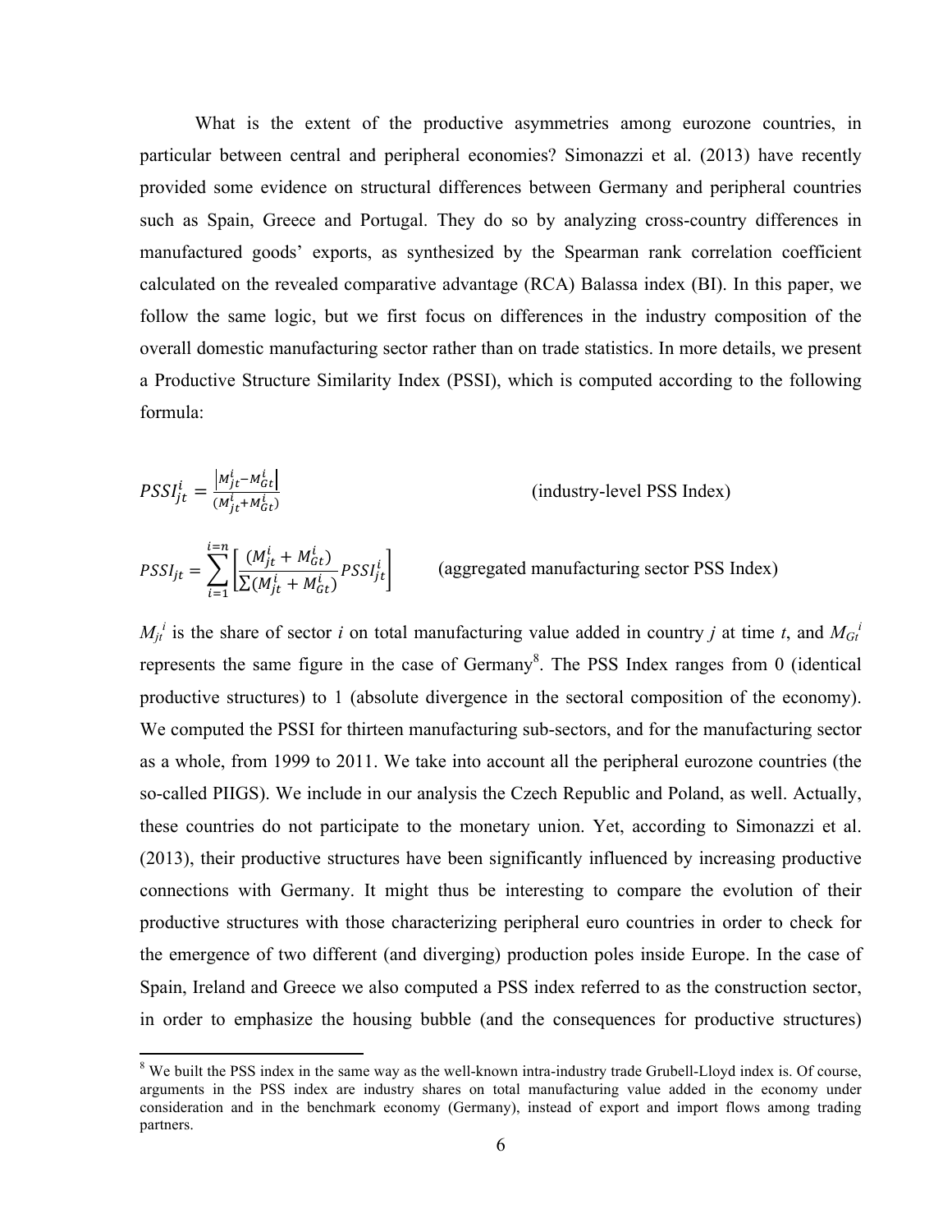What is the extent of the productive asymmetries among eurozone countries, in particular between central and peripheral economies? Simonazzi et al. (2013) have recently provided some evidence on structural differences between Germany and peripheral countries such as Spain, Greece and Portugal. They do so by analyzing cross-country differences in manufactured goods' exports, as synthesized by the Spearman rank correlation coefficient calculated on the revealed comparative advantage (RCA) Balassa index (BI). In this paper, we follow the same logic, but we first focus on differences in the industry composition of the overall domestic manufacturing sector rather than on trade statistics. In more details, we present a Productive Structure Similarity Index (PSSI), which is computed according to the following formula:

$$PSSI_{jt}^{i} = \frac{\left|M_{jt}^{i} - M_{Gt}^{i}\right|}{(M_{jt}^{i} + M_{Gt}^{i})} \qquad \text{(industry-level PSS Index)}$$

$$PSSI_{jt} = \sum_{i=1}^{i=n} \left[ \frac{(M_{jt}^{i} + M_{Gt}^{i})}{\sum (M_{jt}^{i} + M_{Gt}^{i})} PSSI_{jt}^{i} \right] \qquad \text{(aggregated manufacturing sector PSS Index)}$$

$M_{jt}^{i}$ is the share of sector *i* on total manufacturing value added in country *j* at time *t*, and $M_{Gt}^{i}$ represents the same figure in the case of Germany[8]. The PSS Index ranges from 0 (identical productive structures) to 1 (absolute divergence in the sectoral composition of the economy). We computed the PSSI for thirteen manufacturing sub-sectors, and for the manufacturing sector as a whole, from 1999 to 2011. We take into account all the peripheral eurozone countries (the so-called PIIGS). We include in our analysis the Czech Republic and Poland, as well. Actually, these countries do not participate to the monetary union. Yet, according to Simonazzi et al. (2013), their productive structures have been significantly influenced by increasing productive connections with Germany. It might thus be interesting to compare the evolution of their productive structures with those characterizing peripheral euro countries in order to check for the emergence of two different (and diverging) production poles inside Europe. In the case of Spain, Ireland and Greece we also computed a PSS index referred to as the construction sector, in order to emphasize the housing bubble (and the consequences for productive structures)

[8] We built the PSS index in the same way as the well-known intra-industry trade Grubell-Lloyd index is. Of course, arguments in the PSS index are industry shares on total manufacturing value added in the economy under consideration and in the benchmark economy (Germany), instead of export and import flows among trading partners.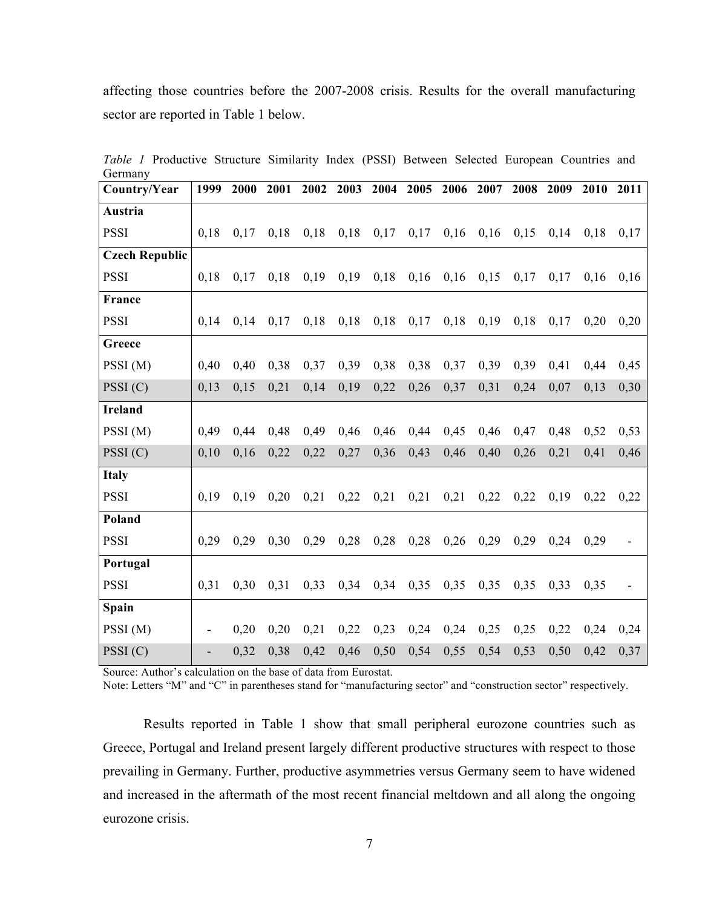affecting those countries before the 2007-2008 crisis. Results for the overall manufacturing sector are reported in Table 1 below.

*Table 1* Productive Structure Similarity Index (PSSI) Between Selected European Countries and Germany

| Country/Year | 1999 | 2000 | 2001 | 2002 | 2003 | 2004 | 2005 | 2006 | 2007 | 2008 | 2009 | 2010 | 2011 |
|---|---|---|---|---|---|---|---|---|---|---|---|---|---|
| **Austria** | | | | | | | | | | | | | |
| PSSI | 0,18 | 0,17 | 0,18 | 0,18 | 0,18 | 0,17 | 0,17 | 0,16 | 0,16 | 0,15 | 0,14 | 0,18 | 0,17 |
| **Czech Republic** | | | | | | | | | | | | | |
| PSSI | 0,18 | 0,17 | 0,18 | 0,19 | 0,19 | 0,18 | 0,16 | 0,16 | 0,15 | 0,17 | 0,17 | 0,16 | 0,16 |
| **France** | | | | | | | | | | | | | |
| PSSI | 0,14 | 0,14 | 0,17 | 0,18 | 0,18 | 0,18 | 0,17 | 0,18 | 0,19 | 0,18 | 0,17 | 0,20 | 0,20 |
| **Greece** | | | | | | | | | | | | | |
| PSSI (M) | 0,40 | 0,40 | 0,38 | 0,37 | 0,39 | 0,38 | 0,38 | 0,37 | 0,39 | 0,39 | 0,41 | 0,44 | 0,45 |
| PSSI (C) | 0,13 | 0,15 | 0,21 | 0,14 | 0,19 | 0,22 | 0,26 | 0,37 | 0,31 | 0,24 | 0,07 | 0,13 | 0,30 |
| **Ireland** | | | | | | | | | | | | | |
| PSSI (M) | 0,49 | 0,44 | 0,48 | 0,49 | 0,46 | 0,46 | 0,44 | 0,45 | 0,46 | 0,47 | 0,48 | 0,52 | 0,53 |
| PSSI (C) | 0,10 | 0,16 | 0,22 | 0,22 | 0,27 | 0,36 | 0,43 | 0,46 | 0,40 | 0,26 | 0,21 | 0,41 | 0,46 |
| **Italy** | | | | | | | | | | | | | |
| PSSI | 0,19 | 0,19 | 0,20 | 0,21 | 0,22 | 0,21 | 0,21 | 0,21 | 0,22 | 0,22 | 0,19 | 0,22 | 0,22 |
| **Poland** | | | | | | | | | | | | | |
| PSSI | 0,29 | 0,29 | 0,30 | 0,29 | 0,28 | 0,28 | 0,28 | 0,26 | 0,29 | 0,29 | 0,24 | 0,29 | - |
| **Portugal** | | | | | | | | | | | | | |
| PSSI | 0,31 | 0,30 | 0,31 | 0,33 | 0,34 | 0,34 | 0,35 | 0,35 | 0,35 | 0,35 | 0,33 | 0,35 | - |
| **Spain** | | | | | | | | | | | | | |
| PSSI (M) | - | 0,20 | 0,20 | 0,21 | 0,22 | 0,23 | 0,24 | 0,24 | 0,25 | 0,25 | 0,22 | 0,24 | 0,24 |
| PSSI (C) | - | 0,32 | 0,38 | 0,42 | 0,46 | 0,50 | 0,54 | 0,55 | 0,54 | 0,53 | 0,50 | 0,42 | 0,37 |

Source: Author's calculation on the base of data from Eurostat.
Note: Letters "M" and "C" in parentheses stand for "manufacturing sector" and "construction sector" respectively.

Results reported in Table 1 show that small peripheral eurozone countries such as Greece, Portugal and Ireland present largely different productive structures with respect to those prevailing in Germany. Further, productive asymmetries versus Germany seem to have widened and increased in the aftermath of the most recent financial meltdown and all along the ongoing eurozone crisis.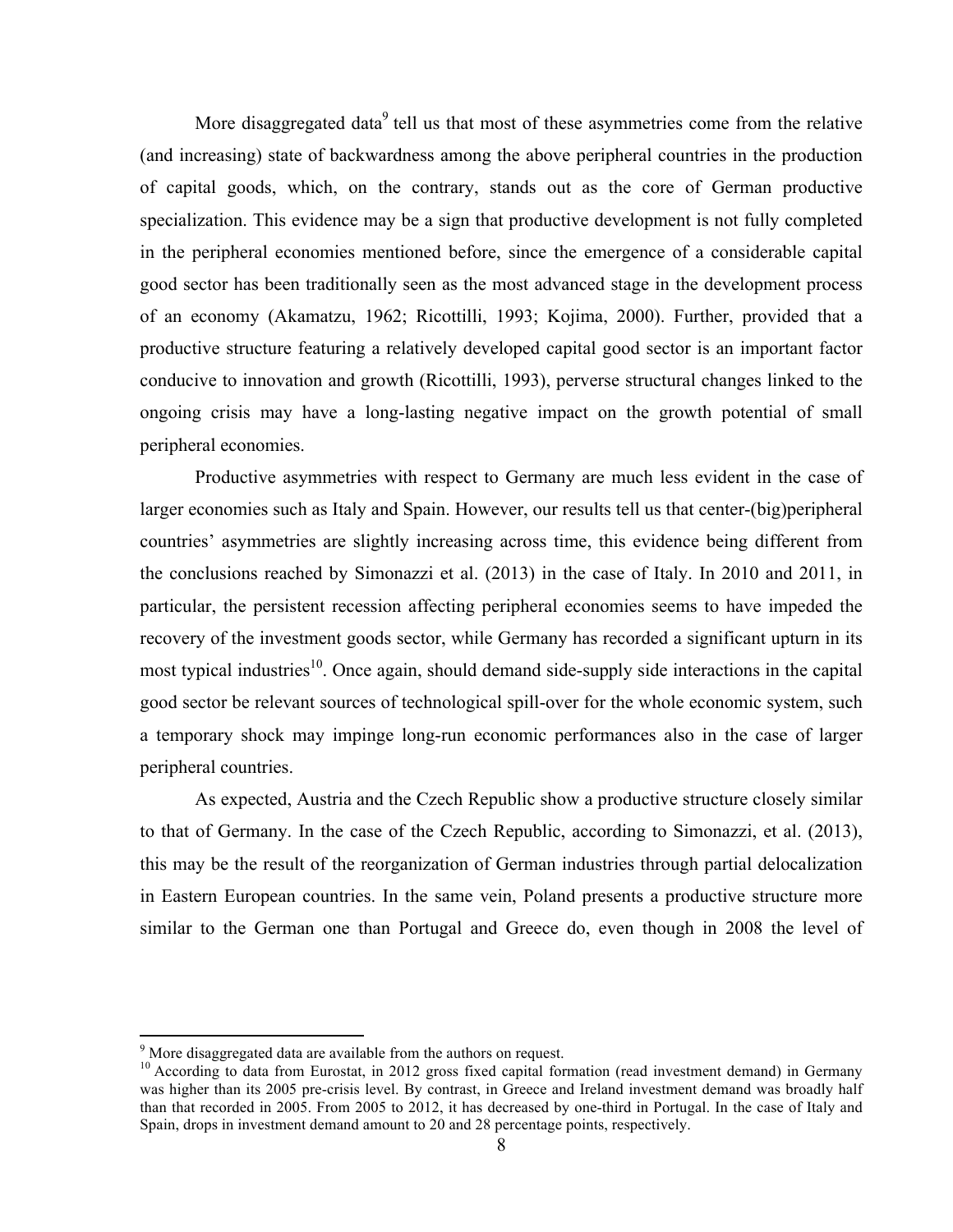More disaggregated data[9] tell us that most of these asymmetries come from the relative (and increasing) state of backwardness among the above peripheral countries in the production of capital goods, which, on the contrary, stands out as the core of German productive specialization. This evidence may be a sign that productive development is not fully completed in the peripheral economies mentioned before, since the emergence of a considerable capital good sector has been traditionally seen as the most advanced stage in the development process of an economy (Akamatzu, 1962; Ricottilli, 1993; Kojima, 2000). Further, provided that a productive structure featuring a relatively developed capital good sector is an important factor conducive to innovation and growth (Ricottilli, 1993), perverse structural changes linked to the ongoing crisis may have a long-lasting negative impact on the growth potential of small peripheral economies.

Productive asymmetries with respect to Germany are much less evident in the case of larger economies such as Italy and Spain. However, our results tell us that center-(big)peripheral countries' asymmetries are slightly increasing across time, this evidence being different from the conclusions reached by Simonazzi et al. (2013) in the case of Italy. In 2010 and 2011, in particular, the persistent recession affecting peripheral economies seems to have impeded the recovery of the investment goods sector, while Germany has recorded a significant upturn in its most typical industries[10]. Once again, should demand side-supply side interactions in the capital good sector be relevant sources of technological spill-over for the whole economic system, such a temporary shock may impinge long-run economic performances also in the case of larger peripheral countries.

As expected, Austria and the Czech Republic show a productive structure closely similar to that of Germany. In the case of the Czech Republic, according to Simonazzi, et al. (2013), this may be the result of the reorganization of German industries through partial delocalization in Eastern European countries. In the same vein, Poland presents a productive structure more similar to the German one than Portugal and Greece do, even though in 2008 the level of

---

[9] More disaggregated data are available from the authors on request.

[10] According to data from Eurostat, in 2012 gross fixed capital formation (read investment demand) in Germany was higher than its 2005 pre-crisis level. By contrast, in Greece and Ireland investment demand was broadly half than that recorded in 2005. From 2005 to 2012, it has decreased by one-third in Portugal. In the case of Italy and Spain, drops in investment demand amount to 20 and 28 percentage points, respectively.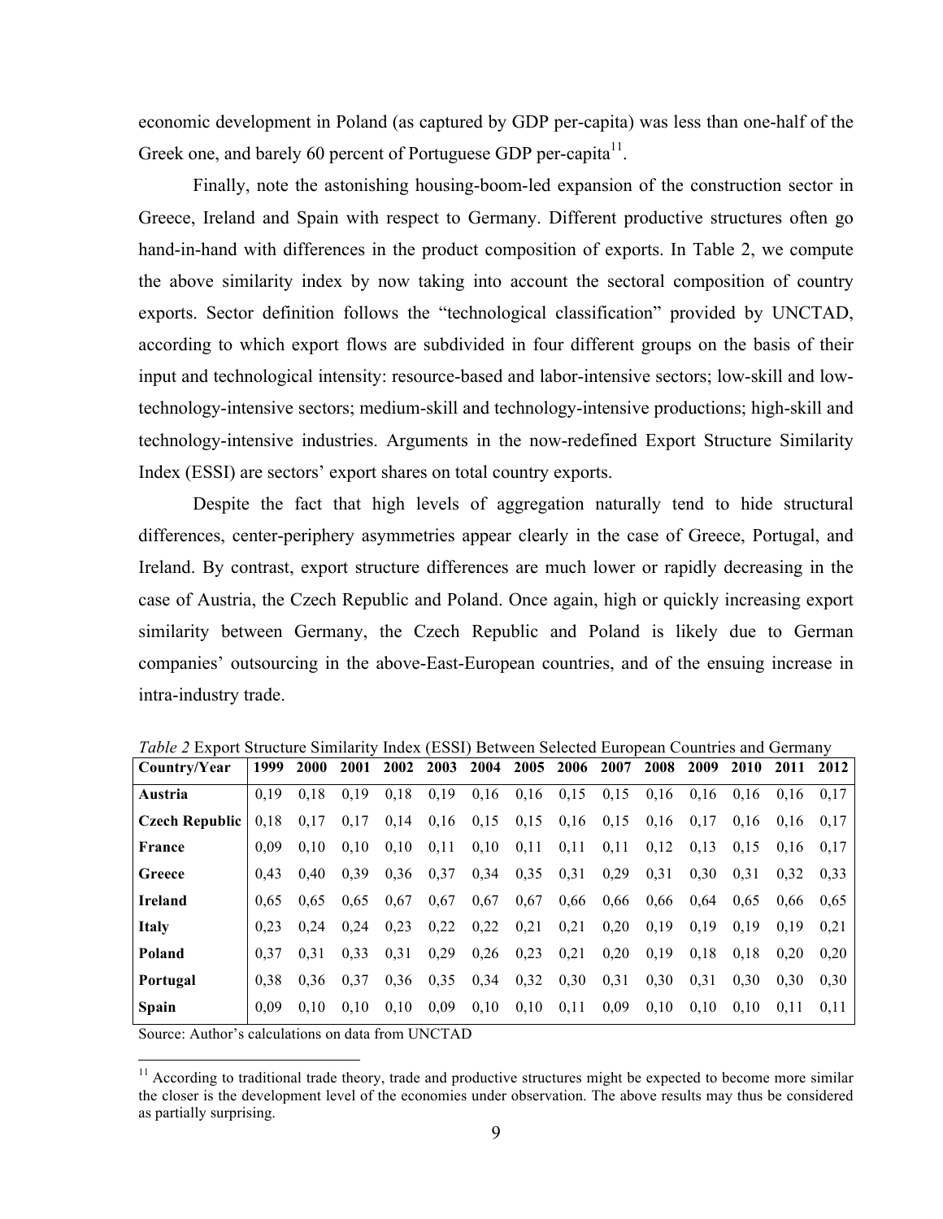economic development in Poland (as captured by GDP per-capita) was less than one-half of the Greek one, and barely 60 percent of Portuguese GDP per-capita[11].

Finally, note the astonishing housing-boom-led expansion of the construction sector in Greece, Ireland and Spain with respect to Germany. Different productive structures often go hand-in-hand with differences in the product composition of exports. In Table 2, we compute the above similarity index by now taking into account the sectoral composition of country exports. Sector definition follows the "technological classification" provided by UNCTAD, according to which export flows are subdivided in four different groups on the basis of their input and technological intensity: resource-based and labor-intensive sectors; low-skill and low-technology-intensive sectors; medium-skill and technology-intensive productions; high-skill and technology-intensive industries. Arguments in the now-redefined Export Structure Similarity Index (ESSI) are sectors' export shares on total country exports.

Despite the fact that high levels of aggregation naturally tend to hide structural differences, center-periphery asymmetries appear clearly in the case of Greece, Portugal, and Ireland. By contrast, export structure differences are much lower or rapidly decreasing in the case of Austria, the Czech Republic and Poland. Once again, high or quickly increasing export similarity between Germany, the Czech Republic and Poland is likely due to German companies' outsourcing in the above-East-European countries, and of the ensuing increase in intra-industry trade.

*Table 2* Export Structure Similarity Index (ESSI) Between Selected European Countries and Germany

| Country/Year | 1999 | 2000 | 2001 | 2002 | 2003 | 2004 | 2005 | 2006 | 2007 | 2008 | 2009 | 2010 | 2011 | 2012 |
|---|---|---|---|---|---|---|---|---|---|---|---|---|---|---|
| **Austria** | 0,19 | 0,18 | 0,19 | 0,18 | 0,19 | 0,16 | 0,16 | 0,15 | 0,15 | 0,16 | 0,16 | 0,16 | 0,16 | 0,17 |
| **Czech Republic** | 0,18 | 0,17 | 0,17 | 0,14 | 0,16 | 0,15 | 0,15 | 0,16 | 0,15 | 0,16 | 0,17 | 0,16 | 0,16 | 0,17 |
| **France** | 0,09 | 0,10 | 0,10 | 0,10 | 0,11 | 0,10 | 0,11 | 0,11 | 0,11 | 0,12 | 0,13 | 0,15 | 0,16 | 0,17 |
| **Greece** | 0,43 | 0,40 | 0,39 | 0,36 | 0,37 | 0,34 | 0,35 | 0,31 | 0,29 | 0,31 | 0,30 | 0,31 | 0,32 | 0,33 |
| **Ireland** | 0,65 | 0,65 | 0,65 | 0,67 | 0,67 | 0,67 | 0,67 | 0,66 | 0,66 | 0,66 | 0,64 | 0,65 | 0,66 | 0,65 |
| **Italy** | 0,23 | 0,24 | 0,24 | 0,23 | 0,22 | 0,22 | 0,21 | 0,21 | 0,20 | 0,19 | 0,19 | 0,19 | 0,19 | 0,21 |
| **Poland** | 0,37 | 0,31 | 0,33 | 0,31 | 0,29 | 0,26 | 0,23 | 0,21 | 0,20 | 0,19 | 0,18 | 0,18 | 0,20 | 0,20 |
| **Portugal** | 0,38 | 0,36 | 0,37 | 0,36 | 0,35 | 0,34 | 0,32 | 0,30 | 0,31 | 0,30 | 0,31 | 0,30 | 0,30 | 0,30 |
| **Spain** | 0,09 | 0,10 | 0,10 | 0,10 | 0,09 | 0,10 | 0,10 | 0,11 | 0,09 | 0,10 | 0,10 | 0,10 | 0,11 | 0,11 |

Source: Author's calculations on data from UNCTAD

[11] According to traditional trade theory, trade and productive structures might be expected to become more similar the closer is the development level of the economies under observation. The above results may thus be considered as partially surprising.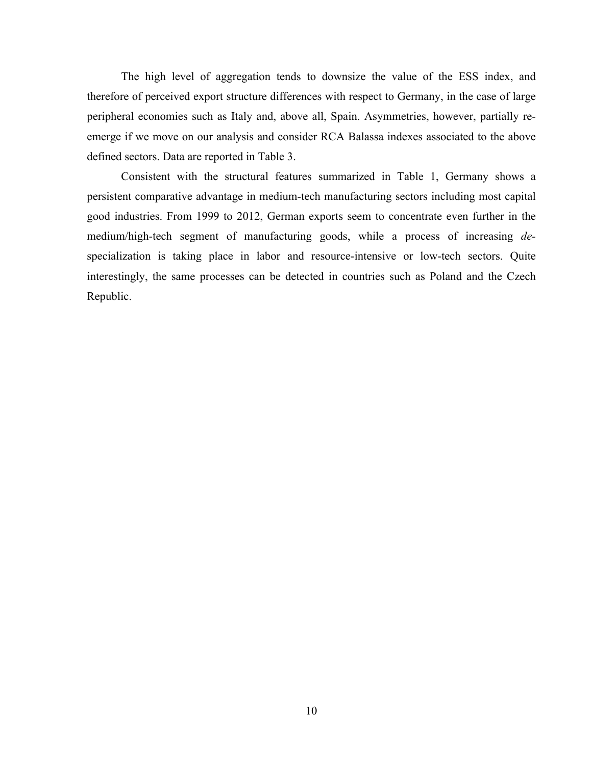The high level of aggregation tends to downsize the value of the ESS index, and therefore of perceived export structure differences with respect to Germany, in the case of large peripheral economies such as Italy and, above all, Spain. Asymmetries, however, partially re-emerge if we move on our analysis and consider RCA Balassa indexes associated to the above defined sectors. Data are reported in Table 3.

Consistent with the structural features summarized in Table 1, Germany shows a persistent comparative advantage in medium-tech manufacturing sectors including most capital good industries. From 1999 to 2012, German exports seem to concentrate even further in the medium/high-tech segment of manufacturing goods, while a process of increasing *de*-specialization is taking place in labor and resource-intensive or low-tech sectors. Quite interestingly, the same processes can be detected in countries such as Poland and the Czech Republic.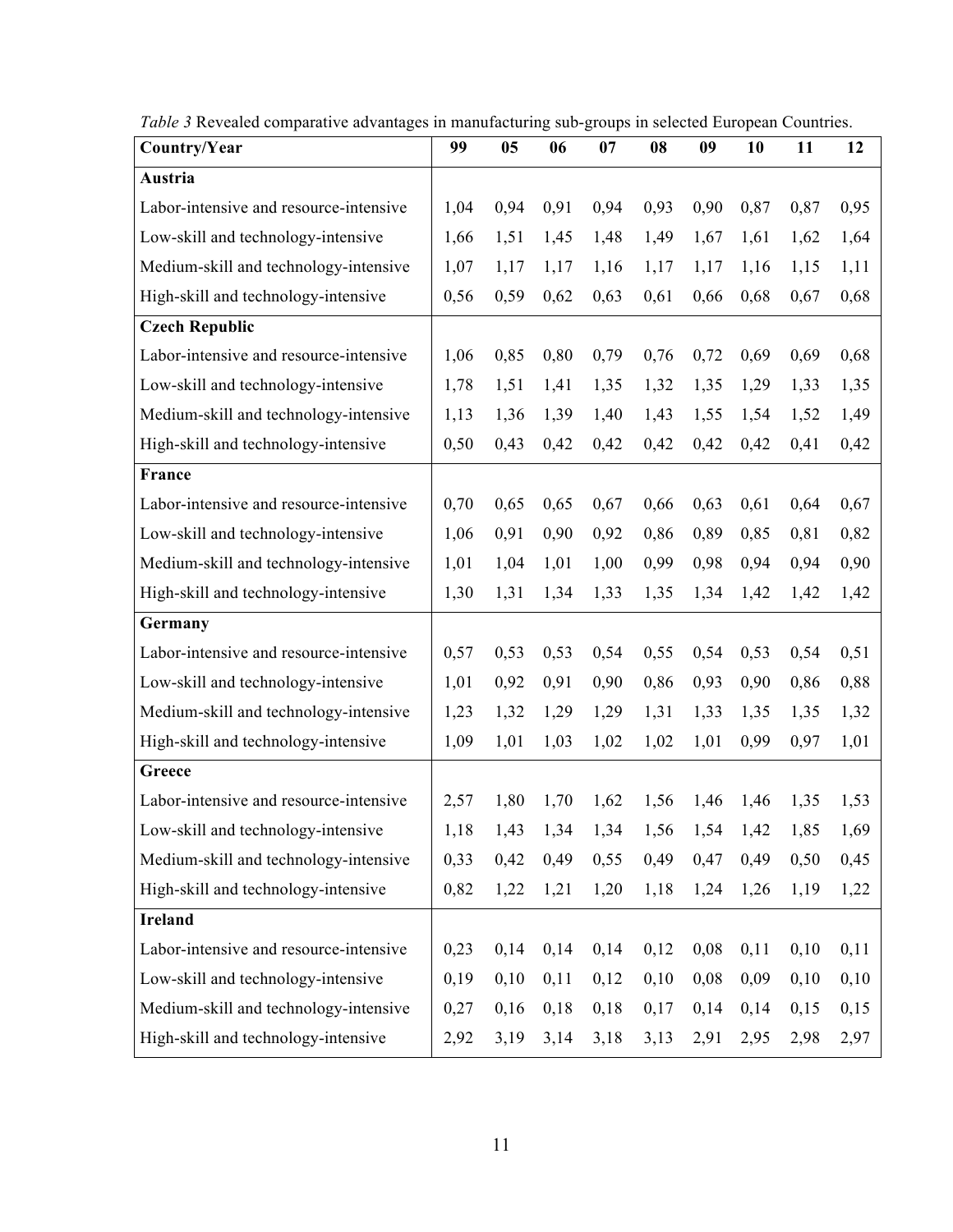*Table 3* Revealed comparative advantages in manufacturing sub-groups in selected European Countries.

| Country/Year | 99 | 05 | 06 | 07 | 08 | 09 | 10 | 11 | 12 |
|---|---|---|---|---|---|---|---|---|---|
| **Austria** | | | | | | | | | |
| Labor-intensive and resource-intensive | 1,04 | 0,94 | 0,91 | 0,94 | 0,93 | 0,90 | 0,87 | 0,87 | 0,95 |
| Low-skill and technology-intensive | 1,66 | 1,51 | 1,45 | 1,48 | 1,49 | 1,67 | 1,61 | 1,62 | 1,64 |
| Medium-skill and technology-intensive | 1,07 | 1,17 | 1,17 | 1,16 | 1,17 | 1,17 | 1,16 | 1,15 | 1,11 |
| High-skill and technology-intensive | 0,56 | 0,59 | 0,62 | 0,63 | 0,61 | 0,66 | 0,68 | 0,67 | 0,68 |
| **Czech Republic** | | | | | | | | | |
| Labor-intensive and resource-intensive | 1,06 | 0,85 | 0,80 | 0,79 | 0,76 | 0,72 | 0,69 | 0,69 | 0,68 |
| Low-skill and technology-intensive | 1,78 | 1,51 | 1,41 | 1,35 | 1,32 | 1,35 | 1,29 | 1,33 | 1,35 |
| Medium-skill and technology-intensive | 1,13 | 1,36 | 1,39 | 1,40 | 1,43 | 1,55 | 1,54 | 1,52 | 1,49 |
| High-skill and technology-intensive | 0,50 | 0,43 | 0,42 | 0,42 | 0,42 | 0,42 | 0,42 | 0,41 | 0,42 |
| **France** | | | | | | | | | |
| Labor-intensive and resource-intensive | 0,70 | 0,65 | 0,65 | 0,67 | 0,66 | 0,63 | 0,61 | 0,64 | 0,67 |
| Low-skill and technology-intensive | 1,06 | 0,91 | 0,90 | 0,92 | 0,86 | 0,89 | 0,85 | 0,81 | 0,82 |
| Medium-skill and technology-intensive | 1,01 | 1,04 | 1,01 | 1,00 | 0,99 | 0,98 | 0,94 | 0,94 | 0,90 |
| High-skill and technology-intensive | 1,30 | 1,31 | 1,34 | 1,33 | 1,35 | 1,34 | 1,42 | 1,42 | 1,42 |
| **Germany** | | | | | | | | | |
| Labor-intensive and resource-intensive | 0,57 | 0,53 | 0,53 | 0,54 | 0,55 | 0,54 | 0,53 | 0,54 | 0,51 |
| Low-skill and technology-intensive | 1,01 | 0,92 | 0,91 | 0,90 | 0,86 | 0,93 | 0,90 | 0,86 | 0,88 |
| Medium-skill and technology-intensive | 1,23 | 1,32 | 1,29 | 1,29 | 1,31 | 1,33 | 1,35 | 1,35 | 1,32 |
| High-skill and technology-intensive | 1,09 | 1,01 | 1,03 | 1,02 | 1,02 | 1,01 | 0,99 | 0,97 | 1,01 |
| **Greece** | | | | | | | | | |
| Labor-intensive and resource-intensive | 2,57 | 1,80 | 1,70 | 1,62 | 1,56 | 1,46 | 1,46 | 1,35 | 1,53 |
| Low-skill and technology-intensive | 1,18 | 1,43 | 1,34 | 1,34 | 1,56 | 1,54 | 1,42 | 1,85 | 1,69 |
| Medium-skill and technology-intensive | 0,33 | 0,42 | 0,49 | 0,55 | 0,49 | 0,47 | 0,49 | 0,50 | 0,45 |
| High-skill and technology-intensive | 0,82 | 1,22 | 1,21 | 1,20 | 1,18 | 1,24 | 1,26 | 1,19 | 1,22 |
| **Ireland** | | | | | | | | | |
| Labor-intensive and resource-intensive | 0,23 | 0,14 | 0,14 | 0,14 | 0,12 | 0,08 | 0,11 | 0,10 | 0,11 |
| Low-skill and technology-intensive | 0,19 | 0,10 | 0,11 | 0,12 | 0,10 | 0,08 | 0,09 | 0,10 | 0,10 |
| Medium-skill and technology-intensive | 0,27 | 0,16 | 0,18 | 0,18 | 0,17 | 0,14 | 0,14 | 0,15 | 0,15 |
| High-skill and technology-intensive | 2,92 | 3,19 | 3,14 | 3,18 | 3,13 | 2,91 | 2,95 | 2,98 | 2,97 |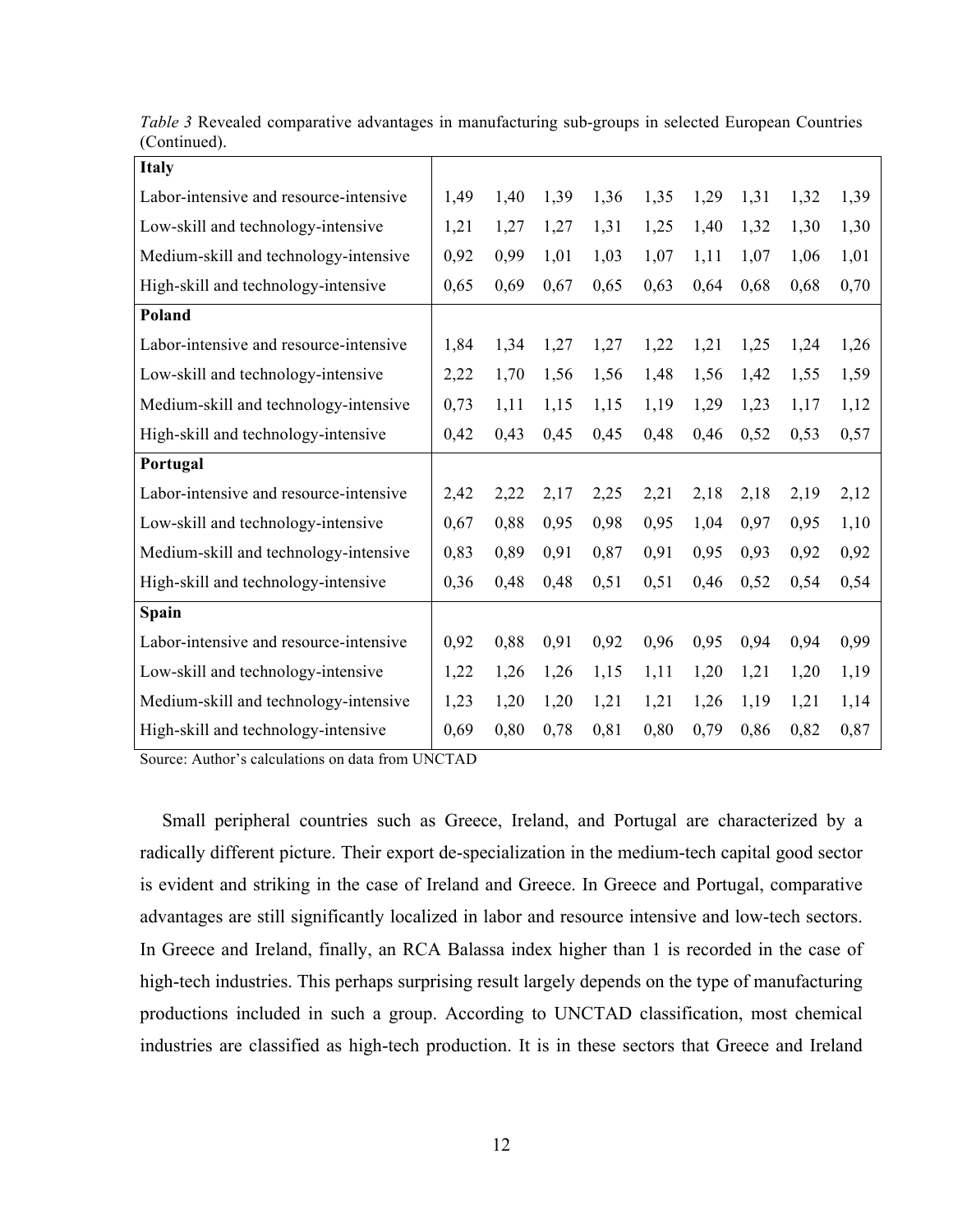*Table 3* Revealed comparative advantages in manufacturing sub-groups in selected European Countries (Continued).

| | | | | | | | | | |
|---|---|---|---|---|---|---|---|---|---|
| **Italy** | | | | | | | | | |
| Labor-intensive and resource-intensive | 1,49 | 1,40 | 1,39 | 1,36 | 1,35 | 1,29 | 1,31 | 1,32 | 1,39 |
| Low-skill and technology-intensive | 1,21 | 1,27 | 1,27 | 1,31 | 1,25 | 1,40 | 1,32 | 1,30 | 1,30 |
| Medium-skill and technology-intensive | 0,92 | 0,99 | 1,01 | 1,03 | 1,07 | 1,11 | 1,07 | 1,06 | 1,01 |
| High-skill and technology-intensive | 0,65 | 0,69 | 0,67 | 0,65 | 0,63 | 0,64 | 0,68 | 0,68 | 0,70 |
| **Poland** | | | | | | | | | |
| Labor-intensive and resource-intensive | 1,84 | 1,34 | 1,27 | 1,27 | 1,22 | 1,21 | 1,25 | 1,24 | 1,26 |
| Low-skill and technology-intensive | 2,22 | 1,70 | 1,56 | 1,56 | 1,48 | 1,56 | 1,42 | 1,55 | 1,59 |
| Medium-skill and technology-intensive | 0,73 | 1,11 | 1,15 | 1,15 | 1,19 | 1,29 | 1,23 | 1,17 | 1,12 |
| High-skill and technology-intensive | 0,42 | 0,43 | 0,45 | 0,45 | 0,48 | 0,46 | 0,52 | 0,53 | 0,57 |
| **Portugal** | | | | | | | | | |
| Labor-intensive and resource-intensive | 2,42 | 2,22 | 2,17 | 2,25 | 2,21 | 2,18 | 2,18 | 2,19 | 2,12 |
| Low-skill and technology-intensive | 0,67 | 0,88 | 0,95 | 0,98 | 0,95 | 1,04 | 0,97 | 0,95 | 1,10 |
| Medium-skill and technology-intensive | 0,83 | 0,89 | 0,91 | 0,87 | 0,91 | 0,95 | 0,93 | 0,92 | 0,92 |
| High-skill and technology-intensive | 0,36 | 0,48 | 0,48 | 0,51 | 0,51 | 0,46 | 0,52 | 0,54 | 0,54 |
| **Spain** | | | | | | | | | |
| Labor-intensive and resource-intensive | 0,92 | 0,88 | 0,91 | 0,92 | 0,96 | 0,95 | 0,94 | 0,94 | 0,99 |
| Low-skill and technology-intensive | 1,22 | 1,26 | 1,26 | 1,15 | 1,11 | 1,20 | 1,21 | 1,20 | 1,19 |
| Medium-skill and technology-intensive | 1,23 | 1,20 | 1,20 | 1,21 | 1,21 | 1,26 | 1,19 | 1,21 | 1,14 |
| High-skill and technology-intensive | 0,69 | 0,80 | 0,78 | 0,81 | 0,80 | 0,79 | 0,86 | 0,82 | 0,87 |

Source: Author's calculations on data from UNCTAD

Small peripheral countries such as Greece, Ireland, and Portugal are characterized by a radically different picture. Their export de-specialization in the medium-tech capital good sector is evident and striking in the case of Ireland and Greece. In Greece and Portugal, comparative advantages are still significantly localized in labor and resource intensive and low-tech sectors. In Greece and Ireland, finally, an RCA Balassa index higher than 1 is recorded in the case of high-tech industries. This perhaps surprising result largely depends on the type of manufacturing productions included in such a group. According to UNCTAD classification, most chemical industries are classified as high-tech production. It is in these sectors that Greece and Ireland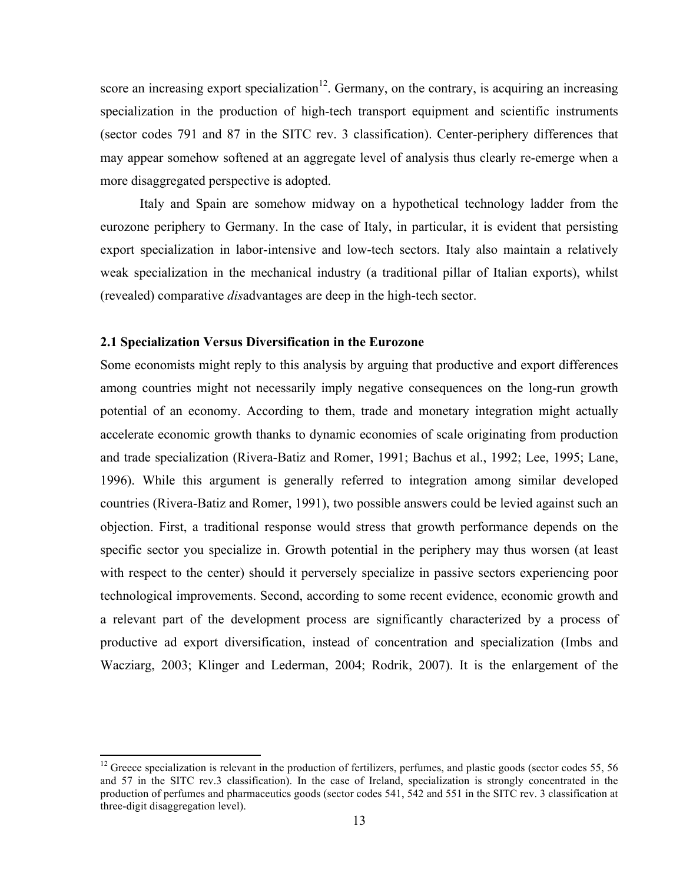score an increasing export specialization[12]. Germany, on the contrary, is acquiring an increasing specialization in the production of high-tech transport equipment and scientific instruments (sector codes 791 and 87 in the SITC rev. 3 classification). Center-periphery differences that may appear somehow softened at an aggregate level of analysis thus clearly re-emerge when a more disaggregated perspective is adopted.

Italy and Spain are somehow midway on a hypothetical technology ladder from the eurozone periphery to Germany. In the case of Italy, in particular, it is evident that persisting export specialization in labor-intensive and low-tech sectors. Italy also maintain a relatively weak specialization in the mechanical industry (a traditional pillar of Italian exports), whilst (revealed) comparative *dis*advantages are deep in the high-tech sector.

### 2.1 Specialization Versus Diversification in the Eurozone

Some economists might reply to this analysis by arguing that productive and export differences among countries might not necessarily imply negative consequences on the long-run growth potential of an economy. According to them, trade and monetary integration might actually accelerate economic growth thanks to dynamic economies of scale originating from production and trade specialization (Rivera-Batiz and Romer, 1991; Bachus et al., 1992; Lee, 1995; Lane, 1996). While this argument is generally referred to integration among similar developed countries (Rivera-Batiz and Romer, 1991), two possible answers could be levied against such an objection. First, a traditional response would stress that growth performance depends on the specific sector you specialize in. Growth potential in the periphery may thus worsen (at least with respect to the center) should it perversely specialize in passive sectors experiencing poor technological improvements. Second, according to some recent evidence, economic growth and a relevant part of the development process are significantly characterized by a process of productive ad export diversification, instead of concentration and specialization (Imbs and Wacziarg, 2003; Klinger and Lederman, 2004; Rodrik, 2007). It is the enlargement of the

---

[12] Greece specialization is relevant in the production of fertilizers, perfumes, and plastic goods (sector codes 55, 56 and 57 in the SITC rev.3 classification). In the case of Ireland, specialization is strongly concentrated in the production of perfumes and pharmaceutics goods (sector codes 541, 542 and 551 in the SITC rev. 3 classification at three-digit disaggregation level).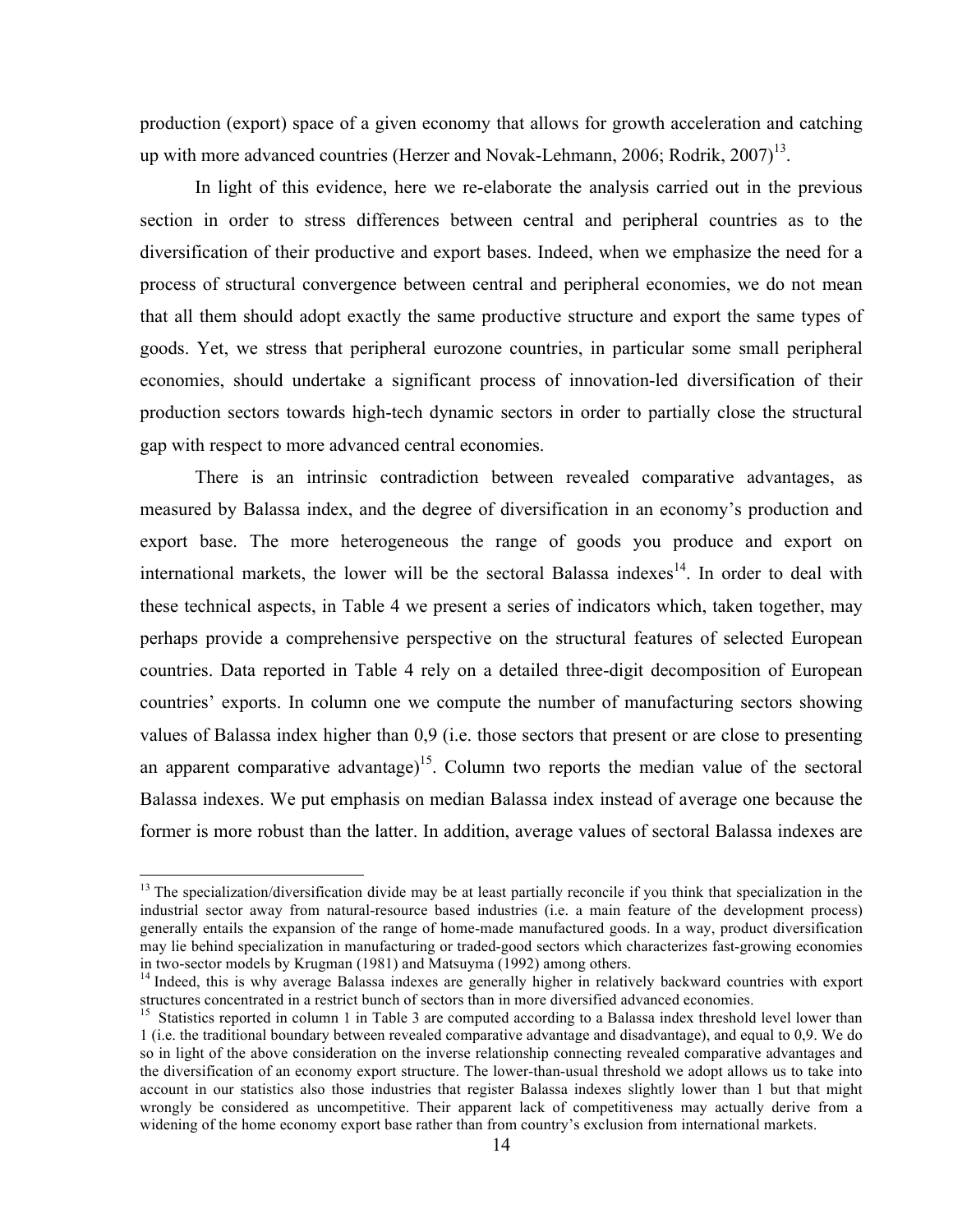production (export) space of a given economy that allows for growth acceleration and catching up with more advanced countries (Herzer and Novak-Lehmann, 2006; Rodrik, 2007)[13].

In light of this evidence, here we re-elaborate the analysis carried out in the previous section in order to stress differences between central and peripheral countries as to the diversification of their productive and export bases. Indeed, when we emphasize the need for a process of structural convergence between central and peripheral economies, we do not mean that all them should adopt exactly the same productive structure and export the same types of goods. Yet, we stress that peripheral eurozone countries, in particular some small peripheral economies, should undertake a significant process of innovation-led diversification of their production sectors towards high-tech dynamic sectors in order to partially close the structural gap with respect to more advanced central economies.

There is an intrinsic contradiction between revealed comparative advantages, as measured by Balassa index, and the degree of diversification in an economy's production and export base. The more heterogeneous the range of goods you produce and export on international markets, the lower will be the sectoral Balassa indexes[14]. In order to deal with these technical aspects, in Table 4 we present a series of indicators which, taken together, may perhaps provide a comprehensive perspective on the structural features of selected European countries. Data reported in Table 4 rely on a detailed three-digit decomposition of European countries' exports. In column one we compute the number of manufacturing sectors showing values of Balassa index higher than 0,9 (i.e. those sectors that present or are close to presenting an apparent comparative advantage)[15]. Column two reports the median value of the sectoral Balassa indexes. We put emphasis on median Balassa index instead of average one because the former is more robust than the latter. In addition, average values of sectoral Balassa indexes are

---

[13] The specialization/diversification divide may be at least partially reconcile if you think that specialization in the industrial sector away from natural-resource based industries (i.e. a main feature of the development process) generally entails the expansion of the range of home-made manufactured goods. In a way, product diversification may lie behind specialization in manufacturing or traded-good sectors which characterizes fast-growing economies in two-sector models by Krugman (1981) and Matsuyma (1992) among others.

[14] Indeed, this is why average Balassa indexes are generally higher in relatively backward countries with export structures concentrated in a restrict bunch of sectors than in more diversified advanced economies.

[15] Statistics reported in column 1 in Table 3 are computed according to a Balassa index threshold level lower than 1 (i.e. the traditional boundary between revealed comparative advantage and disadvantage), and equal to 0,9. We do so in light of the above consideration on the inverse relationship connecting revealed comparative advantages and the diversification of an economy export structure. The lower-than-usual threshold we adopt allows us to take into account in our statistics also those industries that register Balassa indexes slightly lower than 1 but that might wrongly be considered as uncompetitive. Their apparent lack of competitiveness may actually derive from a widening of the home economy export base rather than from country's exclusion from international markets.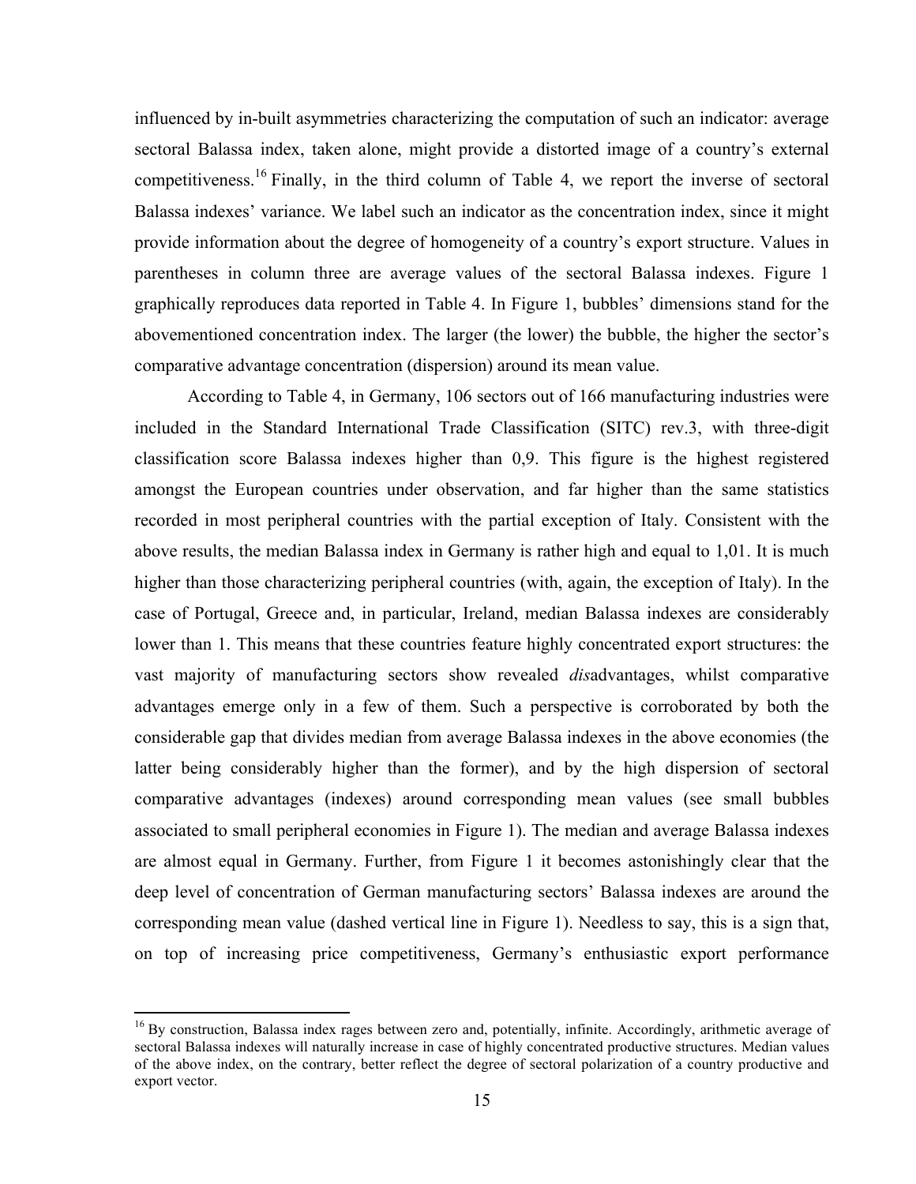influenced by in-built asymmetries characterizing the computation of such an indicator: average sectoral Balassa index, taken alone, might provide a distorted image of a country's external competitiveness.[16] Finally, in the third column of Table 4, we report the inverse of sectoral Balassa indexes' variance. We label such an indicator as the concentration index, since it might provide information about the degree of homogeneity of a country's export structure. Values in parentheses in column three are average values of the sectoral Balassa indexes. Figure 1 graphically reproduces data reported in Table 4. In Figure 1, bubbles' dimensions stand for the abovementioned concentration index. The larger (the lower) the bubble, the higher the sector's comparative advantage concentration (dispersion) around its mean value.

According to Table 4, in Germany, 106 sectors out of 166 manufacturing industries were included in the Standard International Trade Classification (SITC) rev.3, with three-digit classification score Balassa indexes higher than 0,9. This figure is the highest registered amongst the European countries under observation, and far higher than the same statistics recorded in most peripheral countries with the partial exception of Italy. Consistent with the above results, the median Balassa index in Germany is rather high and equal to 1,01. It is much higher than those characterizing peripheral countries (with, again, the exception of Italy). In the case of Portugal, Greece and, in particular, Ireland, median Balassa indexes are considerably lower than 1. This means that these countries feature highly concentrated export structures: the vast majority of manufacturing sectors show revealed *dis*advantages, whilst comparative advantages emerge only in a few of them. Such a perspective is corroborated by both the considerable gap that divides median from average Balassa indexes in the above economies (the latter being considerably higher than the former), and by the high dispersion of sectoral comparative advantages (indexes) around corresponding mean values (see small bubbles associated to small peripheral economies in Figure 1). The median and average Balassa indexes are almost equal in Germany. Further, from Figure 1 it becomes astonishingly clear that the deep level of concentration of German manufacturing sectors' Balassa indexes are around the corresponding mean value (dashed vertical line in Figure 1). Needless to say, this is a sign that, on top of increasing price competitiveness, Germany's enthusiastic export performance

---

[16] By construction, Balassa index rages between zero and, potentially, infinite. Accordingly, arithmetic average of sectoral Balassa indexes will naturally increase in case of highly concentrated productive structures. Median values of the above index, on the contrary, better reflect the degree of sectoral polarization of a country productive and export vector.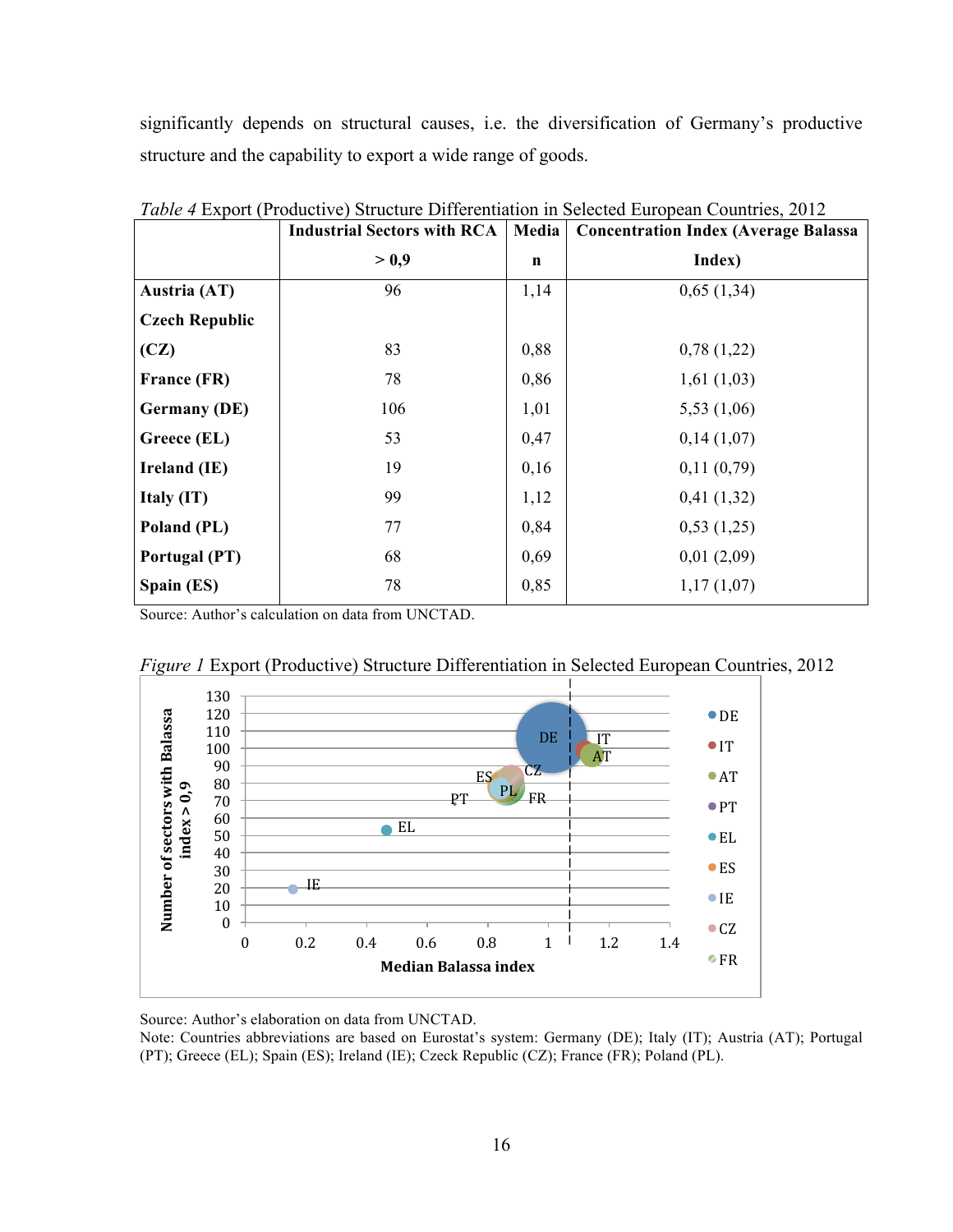significantly depends on structural causes, i.e. the diversification of Germany's productive structure and the capability to export a wide range of goods.

*Table 4* Export (Productive) Structure Differentiation in Selected European Countries, 2012

| | **Industrial Sectors with RCA > 0,9** | **Median** | **Concentration Index (Average Balassa Index)** |
|---|---|---|---|
| **Austria (AT)** | 96 | 1,14 | 0,65 (1,34) |
| **Czech Republic (CZ)** | 83 | 0,88 | 0,78 (1,22) |
| **France (FR)** | 78 | 0,86 | 1,61 (1,03) |
| **Germany (DE)** | 106 | 1,01 | 5,53 (1,06) |
| **Greece (EL)** | 53 | 0,47 | 0,14 (1,07) |
| **Ireland (IE)** | 19 | 0,16 | 0,11 (0,79) |
| **Italy (IT)** | 99 | 1,12 | 0,41 (1,32) |
| **Poland (PL)** | 77 | 0,84 | 0,53 (1,25) |
| **Portugal (PT)** | 68 | 0,69 | 0,01 (2,09) |
| **Spain (ES)** | 78 | 0,85 | 1,17 (1,07) |

Source: Author's calculation on data from UNCTAD.

*Figure 1* Export (Productive) Structure Differentiation in Selected European Countries, 2012

Source: Author's elaboration on data from UNCTAD.
Note: Countries abbreviations are based on Eurostat's system: Germany (DE); Italy (IT); Austria (AT); Portugal (PT); Greece (EL); Spain (ES); Ireland (IE); Czeck Republic (CZ); France (FR); Poland (PL).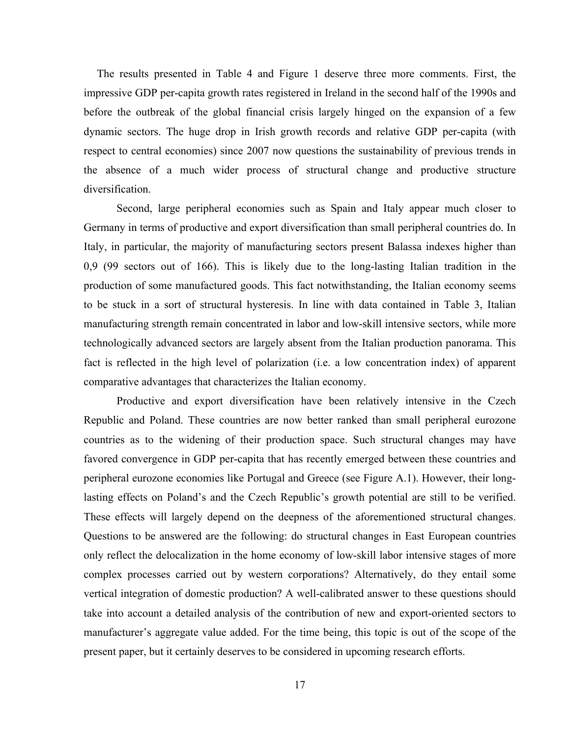The results presented in Table 4 and Figure 1 deserve three more comments. First, the impressive GDP per-capita growth rates registered in Ireland in the second half of the 1990s and before the outbreak of the global financial crisis largely hinged on the expansion of a few dynamic sectors. The huge drop in Irish growth records and relative GDP per-capita (with respect to central economies) since 2007 now questions the sustainability of previous trends in the absence of a much wider process of structural change and productive structure diversification.

Second, large peripheral economies such as Spain and Italy appear much closer to Germany in terms of productive and export diversification than small peripheral countries do. In Italy, in particular, the majority of manufacturing sectors present Balassa indexes higher than 0,9 (99 sectors out of 166). This is likely due to the long-lasting Italian tradition in the production of some manufactured goods. This fact notwithstanding, the Italian economy seems to be stuck in a sort of structural hysteresis. In line with data contained in Table 3, Italian manufacturing strength remain concentrated in labor and low-skill intensive sectors, while more technologically advanced sectors are largely absent from the Italian production panorama. This fact is reflected in the high level of polarization (i.e. a low concentration index) of apparent comparative advantages that characterizes the Italian economy.

Productive and export diversification have been relatively intensive in the Czech Republic and Poland. These countries are now better ranked than small peripheral eurozone countries as to the widening of their production space. Such structural changes may have favored convergence in GDP per-capita that has recently emerged between these countries and peripheral eurozone economies like Portugal and Greece (see Figure A.1). However, their long-lasting effects on Poland's and the Czech Republic's growth potential are still to be verified. These effects will largely depend on the deepness of the aforementioned structural changes. Questions to be answered are the following: do structural changes in East European countries only reflect the delocalization in the home economy of low-skill labor intensive stages of more complex processes carried out by western corporations? Alternatively, do they entail some vertical integration of domestic production? A well-calibrated answer to these questions should take into account a detailed analysis of the contribution of new and export-oriented sectors to manufacturer's aggregate value added. For the time being, this topic is out of the scope of the present paper, but it certainly deserves to be considered in upcoming research efforts.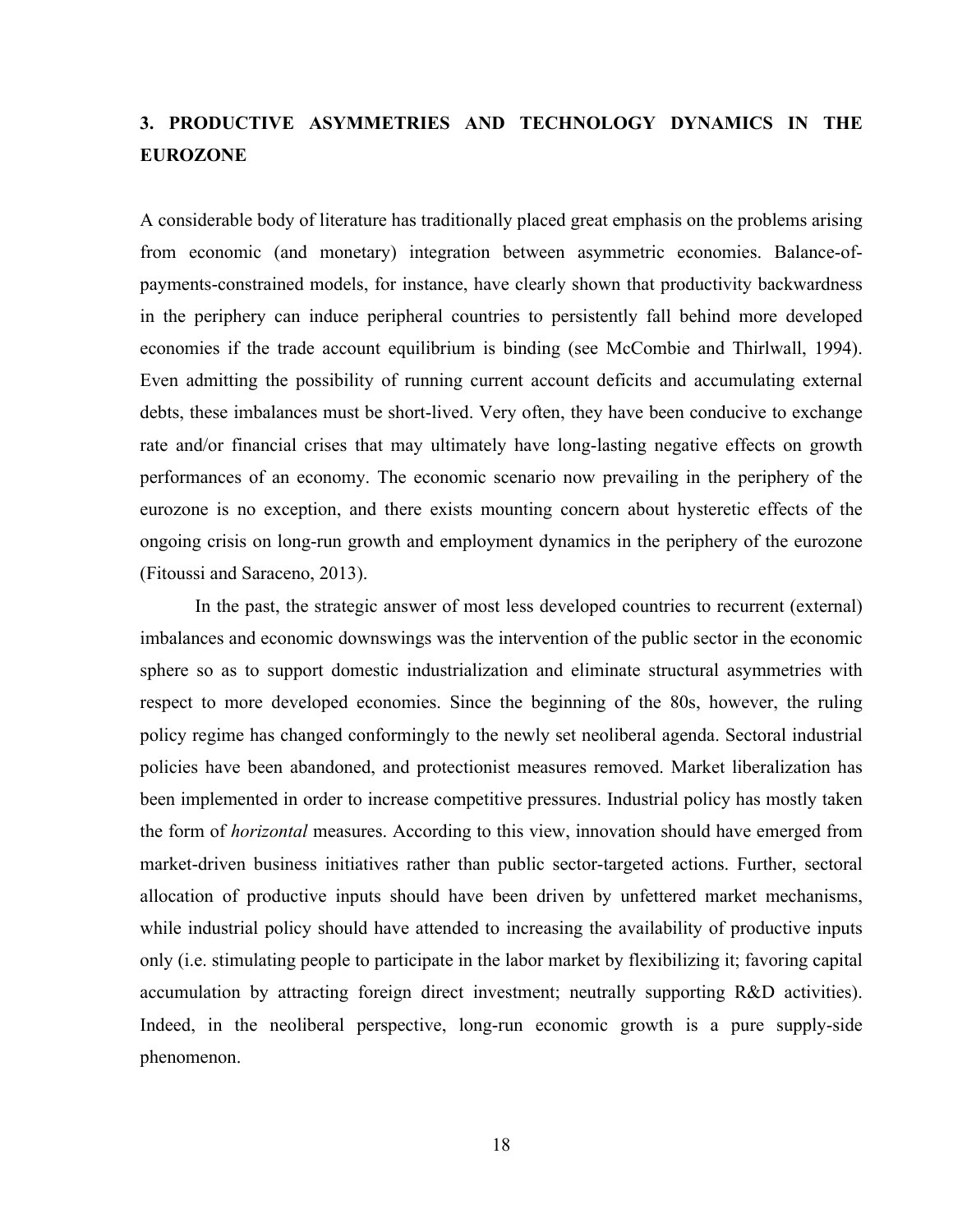## 3. PRODUCTIVE ASYMMETRIES AND TECHNOLOGY DYNAMICS IN THE EUROZONE

A considerable body of literature has traditionally placed great emphasis on the problems arising from economic (and monetary) integration between asymmetric economies. Balance-of-payments-constrained models, for instance, have clearly shown that productivity backwardness in the periphery can induce peripheral countries to persistently fall behind more developed economies if the trade account equilibrium is binding (see McCombie and Thirlwall, 1994). Even admitting the possibility of running current account deficits and accumulating external debts, these imbalances must be short-lived. Very often, they have been conducive to exchange rate and/or financial crises that may ultimately have long-lasting negative effects on growth performances of an economy. The economic scenario now prevailing in the periphery of the eurozone is no exception, and there exists mounting concern about hysteretic effects of the ongoing crisis on long-run growth and employment dynamics in the periphery of the eurozone (Fitoussi and Saraceno, 2013).

In the past, the strategic answer of most less developed countries to recurrent (external) imbalances and economic downswings was the intervention of the public sector in the economic sphere so as to support domestic industrialization and eliminate structural asymmetries with respect to more developed economies. Since the beginning of the 80s, however, the ruling policy regime has changed conformingly to the newly set neoliberal agenda. Sectoral industrial policies have been abandoned, and protectionist measures removed. Market liberalization has been implemented in order to increase competitive pressures. Industrial policy has mostly taken the form of *horizontal* measures. According to this view, innovation should have emerged from market-driven business initiatives rather than public sector-targeted actions. Further, sectoral allocation of productive inputs should have been driven by unfettered market mechanisms, while industrial policy should have attended to increasing the availability of productive inputs only (i.e. stimulating people to participate in the labor market by flexibilizing it; favoring capital accumulation by attracting foreign direct investment; neutrally supporting R&D activities). Indeed, in the neoliberal perspective, long-run economic growth is a pure supply-side phenomenon.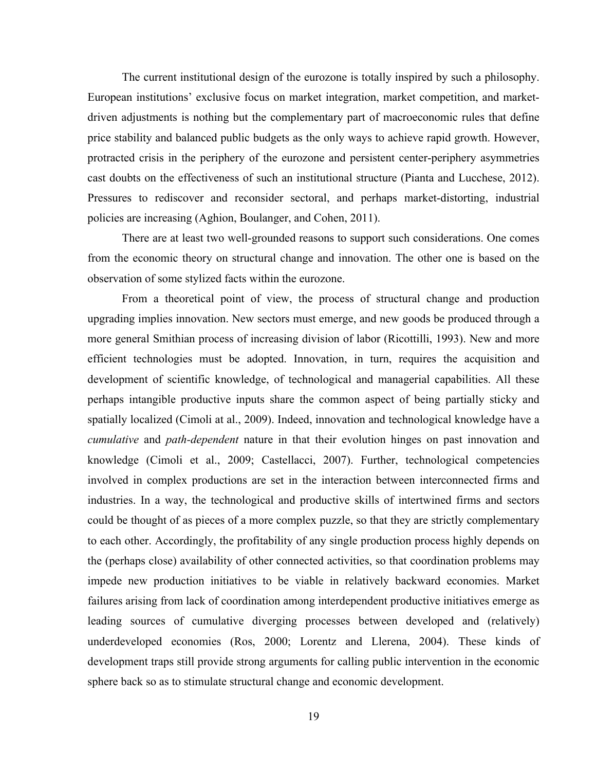The current institutional design of the eurozone is totally inspired by such a philosophy. European institutions' exclusive focus on market integration, market competition, and market-driven adjustments is nothing but the complementary part of macroeconomic rules that define price stability and balanced public budgets as the only ways to achieve rapid growth. However, protracted crisis in the periphery of the eurozone and persistent center-periphery asymmetries cast doubts on the effectiveness of such an institutional structure (Pianta and Lucchese, 2012). Pressures to rediscover and reconsider sectoral, and perhaps market-distorting, industrial policies are increasing (Aghion, Boulanger, and Cohen, 2011).

There are at least two well-grounded reasons to support such considerations. One comes from the economic theory on structural change and innovation. The other one is based on the observation of some stylized facts within the eurozone.

From a theoretical point of view, the process of structural change and production upgrading implies innovation. New sectors must emerge, and new goods be produced through a more general Smithian process of increasing division of labor (Ricottilli, 1993). New and more efficient technologies must be adopted. Innovation, in turn, requires the acquisition and development of scientific knowledge, of technological and managerial capabilities. All these perhaps intangible productive inputs share the common aspect of being partially sticky and spatially localized (Cimoli at al., 2009). Indeed, innovation and technological knowledge have a *cumulative* and *path-dependent* nature in that their evolution hinges on past innovation and knowledge (Cimoli et al., 2009; Castellacci, 2007). Further, technological competencies involved in complex productions are set in the interaction between interconnected firms and industries. In a way, the technological and productive skills of intertwined firms and sectors could be thought of as pieces of a more complex puzzle, so that they are strictly complementary to each other. Accordingly, the profitability of any single production process highly depends on the (perhaps close) availability of other connected activities, so that coordination problems may impede new production initiatives to be viable in relatively backward economies. Market failures arising from lack of coordination among interdependent productive initiatives emerge as leading sources of cumulative diverging processes between developed and (relatively) underdeveloped economies (Ros, 2000; Lorentz and Llerena, 2004). These kinds of development traps still provide strong arguments for calling public intervention in the economic sphere back so as to stimulate structural change and economic development.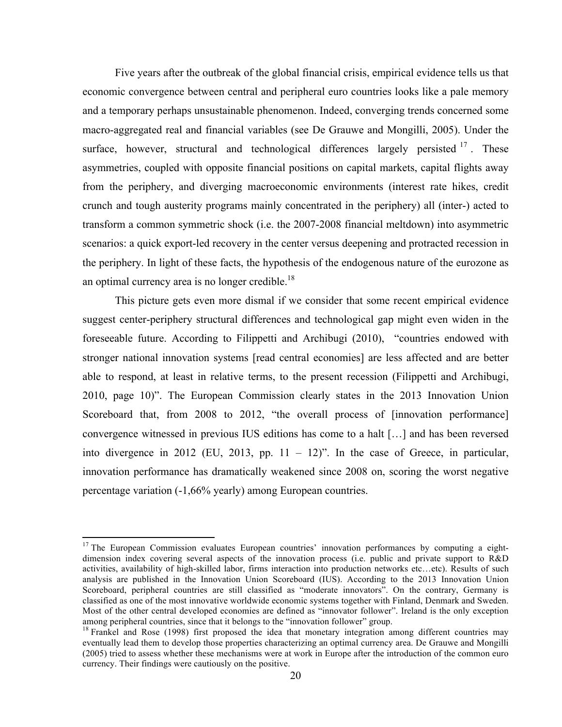Five years after the outbreak of the global financial crisis, empirical evidence tells us that economic convergence between central and peripheral euro countries looks like a pale memory and a temporary perhaps unsustainable phenomenon. Indeed, converging trends concerned some macro-aggregated real and financial variables (see De Grauwe and Mongilli, 2005). Under the surface, however, structural and technological differences largely persisted[17]. These asymmetries, coupled with opposite financial positions on capital markets, capital flights away from the periphery, and diverging macroeconomic environments (interest rate hikes, credit crunch and tough austerity programs mainly concentrated in the periphery) all (inter-) acted to transform a common symmetric shock (i.e. the 2007-2008 financial meltdown) into asymmetric scenarios: a quick export-led recovery in the center versus deepening and protracted recession in the periphery. In light of these facts, the hypothesis of the endogenous nature of the eurozone as an optimal currency area is no longer credible.[18]

This picture gets even more dismal if we consider that some recent empirical evidence suggest center-periphery structural differences and technological gap might even widen in the foreseeable future. According to Filippetti and Archibugi (2010), "countries endowed with stronger national innovation systems [read central economies] are less affected and are better able to respond, at least in relative terms, to the present recession (Filippetti and Archibugi, 2010, page 10)". The European Commission clearly states in the 2013 Innovation Union Scoreboard that, from 2008 to 2012, "the overall process of [innovation performance] convergence witnessed in previous IUS editions has come to a halt […] and has been reversed into divergence in 2012 (EU, 2013, pp. 11 – 12)". In the case of Greece, in particular, innovation performance has dramatically weakened since 2008 on, scoring the worst negative percentage variation (-1,66% yearly) among European countries.

---

[17] The European Commission evaluates European countries' innovation performances by computing a eight-dimension index covering several aspects of the innovation process (i.e. public and private support to R&D activities, availability of high-skilled labor, firms interaction into production networks etc…etc). Results of such analysis are published in the Innovation Union Scoreboard (IUS). According to the 2013 Innovation Union Scoreboard, peripheral countries are still classified as "moderate innovators". On the contrary, Germany is classified as one of the most innovative worldwide economic systems together with Finland, Denmark and Sweden. Most of the other central developed economies are defined as "innovator follower". Ireland is the only exception among peripheral countries, since that it belongs to the "innovation follower" group.

[18] Frankel and Rose (1998) first proposed the idea that monetary integration among different countries may eventually lead them to develop those properties characterizing an optimal currency area. De Grauwe and Mongilli (2005) tried to assess whether these mechanisms were at work in Europe after the introduction of the common euro currency. Their findings were cautiously on the positive.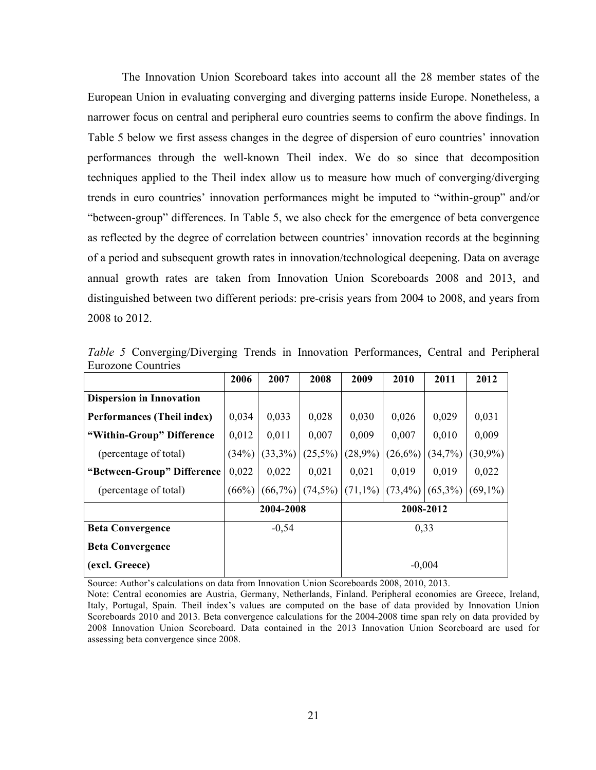The Innovation Union Scoreboard takes into account all the 28 member states of the European Union in evaluating converging and diverging patterns inside Europe. Nonetheless, a narrower focus on central and peripheral euro countries seems to confirm the above findings. In Table 5 below we first assess changes in the degree of dispersion of euro countries' innovation performances through the well-known Theil index. We do so since that decomposition techniques applied to the Theil index allow us to measure how much of converging/diverging trends in euro countries' innovation performances might be imputed to "within-group" and/or "between-group" differences. In Table 5, we also check for the emergence of beta convergence as reflected by the degree of correlation between countries' innovation records at the beginning of a period and subsequent growth rates in innovation/technological deepening. Data on average annual growth rates are taken from Innovation Union Scoreboards 2008 and 2013, and distinguished between two different periods: pre-crisis years from 2004 to 2008, and years from 2008 to 2012.

*Table 5* Converging/Diverging Trends in Innovation Performances, Central and Peripheral Eurozone Countries

| | 2006 | 2007 | 2008 | 2009 | 2010 | 2011 | 2012 |
|---|---|---|---|---|---|---|---|
| **Dispersion in Innovation Performances (Theil index)** | 0,034 | 0,033 | 0,028 | 0,030 | 0,026 | 0,029 | 0,031 |
| **"Within-Group" Difference** | 0,012 | 0,011 | 0,007 | 0,009 | 0,007 | 0,010 | 0,009 |
| (percentage of total) | (34%) | (33,3%) | (25,5%) | (28,9%) | (26,6%) | (34,7%) | (30,9%) |
| **"Between-Group" Difference** | 0,022 | 0,022 | 0,021 | 0,021 | 0,019 | 0,019 | 0,022 |
| (percentage of total) | (66%) | (66,7%) | (74,5%) | (71,1%) | (73,4%) | (65,3%) | (69,1%) |
| | **2004-2008** | | | **2008-2012** | | | |
| **Beta Convergence** | -0,54 | | | 0,33 | | | |
| **Beta Convergence (excl. Greece)** | | | | -0,004 | | | |

Source: Author's calculations on data from Innovation Union Scoreboards 2008, 2010, 2013.

Note: Central economies are Austria, Germany, Netherlands, Finland. Peripheral economies are Greece, Ireland, Italy, Portugal, Spain. Theil index's values are computed on the base of data provided by Innovation Union Scoreboards 2010 and 2013. Beta convergence calculations for the 2004-2008 time span rely on data provided by 2008 Innovation Union Scoreboard. Data contained in the 2013 Innovation Union Scoreboard are used for assessing beta convergence since 2008.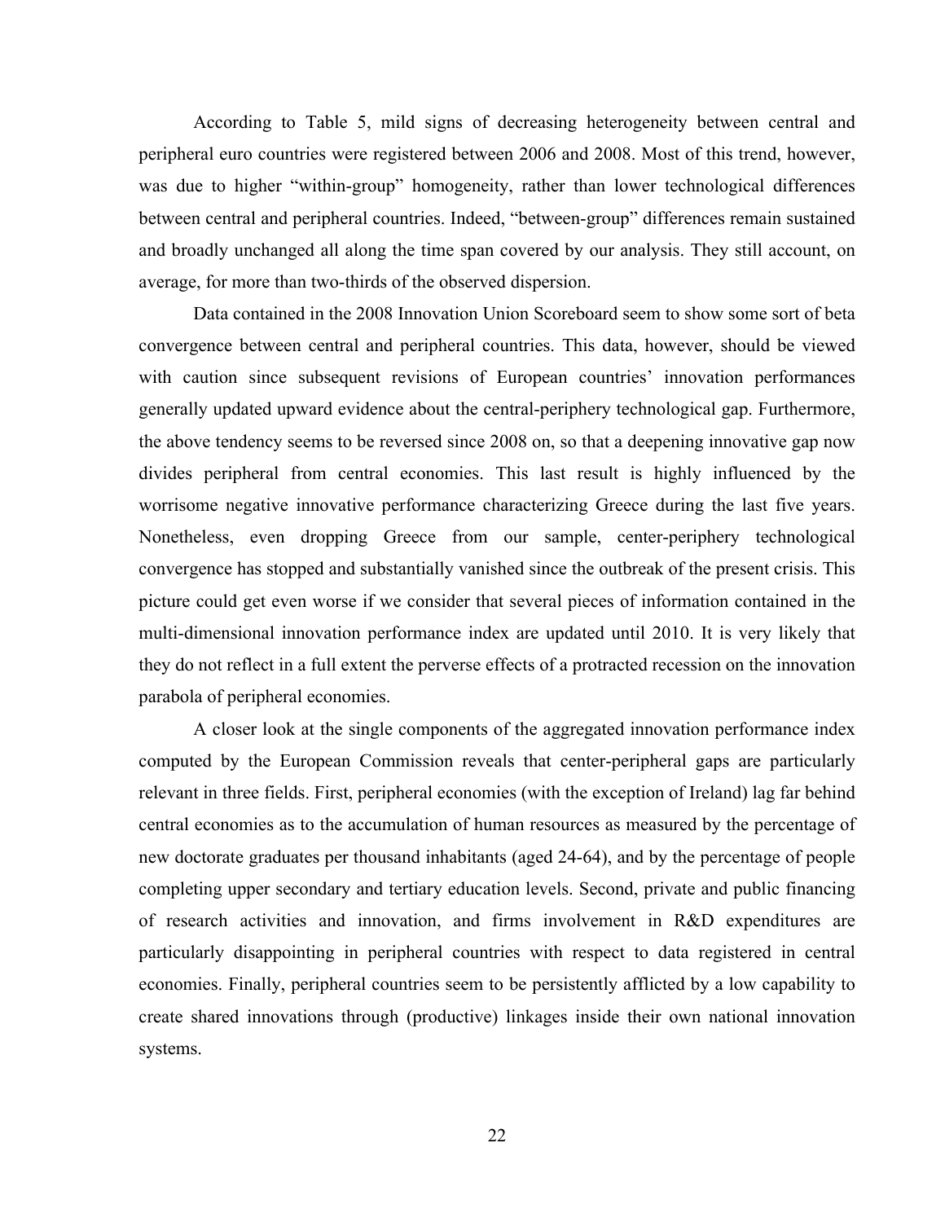According to Table 5, mild signs of decreasing heterogeneity between central and peripheral euro countries were registered between 2006 and 2008. Most of this trend, however, was due to higher "within-group" homogeneity, rather than lower technological differences between central and peripheral countries. Indeed, "between-group" differences remain sustained and broadly unchanged all along the time span covered by our analysis. They still account, on average, for more than two-thirds of the observed dispersion.

Data contained in the 2008 Innovation Union Scoreboard seem to show some sort of beta convergence between central and peripheral countries. This data, however, should be viewed with caution since subsequent revisions of European countries' innovation performances generally updated upward evidence about the central-periphery technological gap. Furthermore, the above tendency seems to be reversed since 2008 on, so that a deepening innovative gap now divides peripheral from central economies. This last result is highly influenced by the worrisome negative innovative performance characterizing Greece during the last five years. Nonetheless, even dropping Greece from our sample, center-periphery technological convergence has stopped and substantially vanished since the outbreak of the present crisis. This picture could get even worse if we consider that several pieces of information contained in the multi-dimensional innovation performance index are updated until 2010. It is very likely that they do not reflect in a full extent the perverse effects of a protracted recession on the innovation parabola of peripheral economies.

A closer look at the single components of the aggregated innovation performance index computed by the European Commission reveals that center-peripheral gaps are particularly relevant in three fields. First, peripheral economies (with the exception of Ireland) lag far behind central economies as to the accumulation of human resources as measured by the percentage of new doctorate graduates per thousand inhabitants (aged 24-64), and by the percentage of people completing upper secondary and tertiary education levels. Second, private and public financing of research activities and innovation, and firms involvement in R&D expenditures are particularly disappointing in peripheral countries with respect to data registered in central economies. Finally, peripheral countries seem to be persistently afflicted by a low capability to create shared innovations through (productive) linkages inside their own national innovation systems.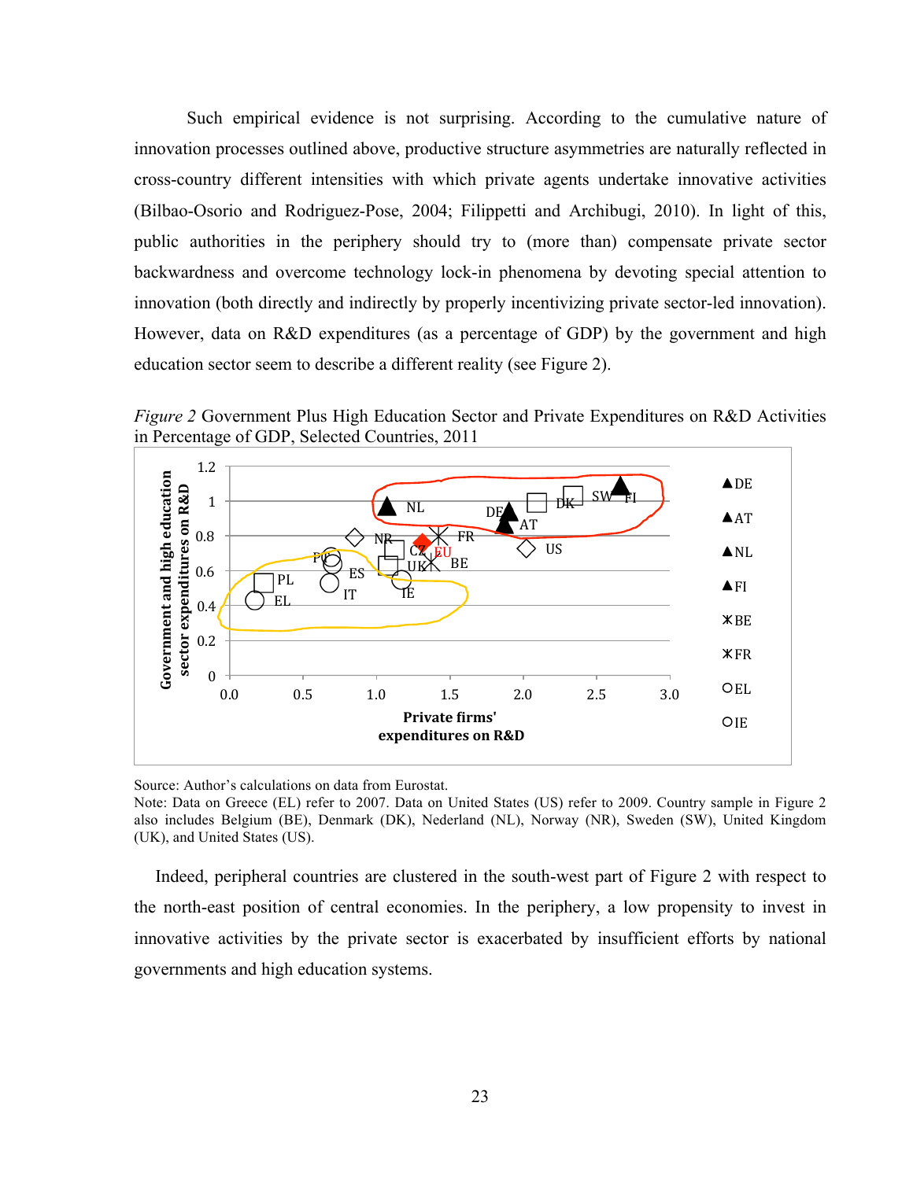Such empirical evidence is not surprising. According to the cumulative nature of innovation processes outlined above, productive structure asymmetries are naturally reflected in cross-country different intensities with which private agents undertake innovative activities (Bilbao-Osorio and Rodriguez-Pose, 2004; Filippetti and Archibugi, 2010). In light of this, public authorities in the periphery should try to (more than) compensate private sector backwardness and overcome technology lock-in phenomena by devoting special attention to innovation (both directly and indirectly by properly incentivizing private sector-led innovation). However, data on R&D expenditures (as a percentage of GDP) by the government and high education sector seem to describe a different reality (see Figure 2).

*Figure 2* Government Plus High Education Sector and Private Expenditures on R&D Activities in Percentage of GDP, Selected Countries, 2011

Source: Author's calculations on data from Eurostat.
Note: Data on Greece (EL) refer to 2007. Data on United States (US) refer to 2009. Country sample in Figure 2 also includes Belgium (BE), Denmark (DK), Nederland (NL), Norway (NR), Sweden (SW), United Kingdom (UK), and United States (US).

Indeed, peripheral countries are clustered in the south-west part of Figure 2 with respect to the north-east position of central economies. In the periphery, a low propensity to invest in innovative activities by the private sector is exacerbated by insufficient efforts by national governments and high education systems.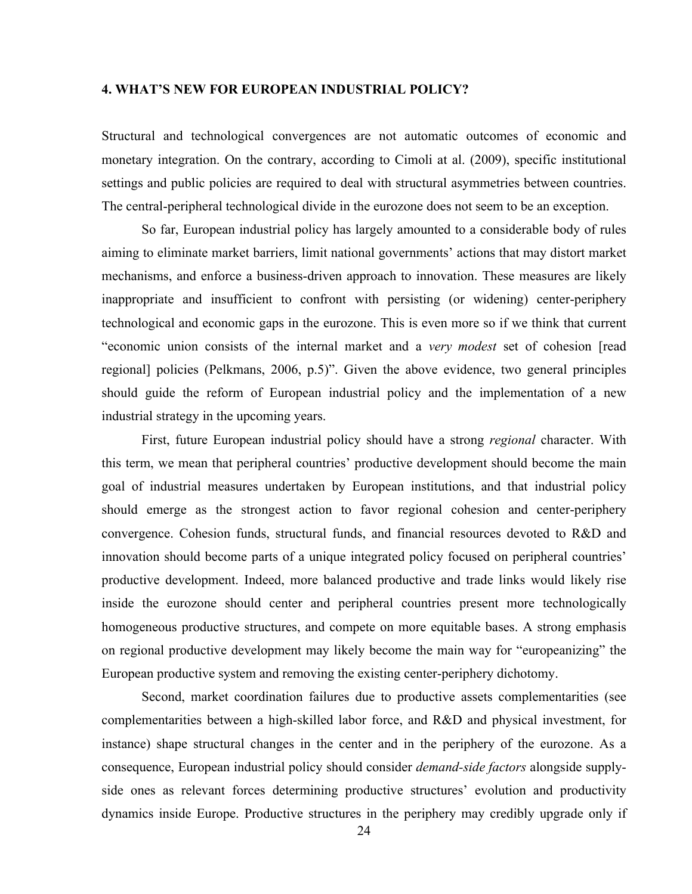## 4. WHAT'S NEW FOR EUROPEAN INDUSTRIAL POLICY?

Structural and technological convergences are not automatic outcomes of economic and monetary integration. On the contrary, according to Cimoli at al. (2009), specific institutional settings and public policies are required to deal with structural asymmetries between countries. The central-peripheral technological divide in the eurozone does not seem to be an exception.

So far, European industrial policy has largely amounted to a considerable body of rules aiming to eliminate market barriers, limit national governments' actions that may distort market mechanisms, and enforce a business-driven approach to innovation. These measures are likely inappropriate and insufficient to confront with persisting (or widening) center-periphery technological and economic gaps in the eurozone. This is even more so if we think that current "economic union consists of the internal market and a *very modest* set of cohesion [read regional] policies (Pelkmans, 2006, p.5)". Given the above evidence, two general principles should guide the reform of European industrial policy and the implementation of a new industrial strategy in the upcoming years.

First, future European industrial policy should have a strong *regional* character. With this term, we mean that peripheral countries' productive development should become the main goal of industrial measures undertaken by European institutions, and that industrial policy should emerge as the strongest action to favor regional cohesion and center-periphery convergence. Cohesion funds, structural funds, and financial resources devoted to R&D and innovation should become parts of a unique integrated policy focused on peripheral countries' productive development. Indeed, more balanced productive and trade links would likely rise inside the eurozone should center and peripheral countries present more technologically homogeneous productive structures, and compete on more equitable bases. A strong emphasis on regional productive development may likely become the main way for "europeanizing" the European productive system and removing the existing center-periphery dichotomy.

Second, market coordination failures due to productive assets complementarities (see complementarities between a high-skilled labor force, and R&D and physical investment, for instance) shape structural changes in the center and in the periphery of the eurozone. As a consequence, European industrial policy should consider *demand-side factors* alongside supply-side ones as relevant forces determining productive structures' evolution and productivity dynamics inside Europe. Productive structures in the periphery may credibly upgrade only if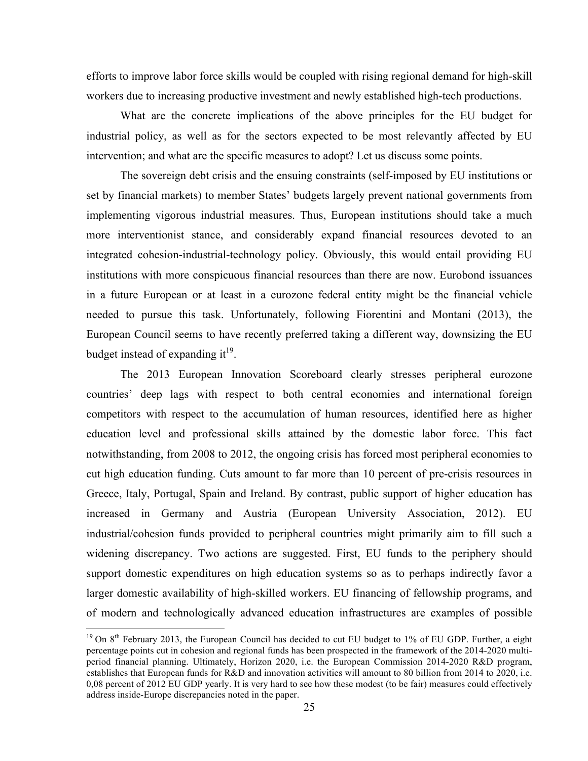efforts to improve labor force skills would be coupled with rising regional demand for high-skill workers due to increasing productive investment and newly established high-tech productions.

What are the concrete implications of the above principles for the EU budget for industrial policy, as well as for the sectors expected to be most relevantly affected by EU intervention; and what are the specific measures to adopt? Let us discuss some points.

The sovereign debt crisis and the ensuing constraints (self-imposed by EU institutions or set by financial markets) to member States' budgets largely prevent national governments from implementing vigorous industrial measures. Thus, European institutions should take a much more interventionist stance, and considerably expand financial resources devoted to an integrated cohesion-industrial-technology policy. Obviously, this would entail providing EU institutions with more conspicuous financial resources than there are now. Eurobond issuances in a future European or at least in a eurozone federal entity might be the financial vehicle needed to pursue this task. Unfortunately, following Fiorentini and Montani (2013), the European Council seems to have recently preferred taking a different way, downsizing the EU budget instead of expanding it[19].

The 2013 European Innovation Scoreboard clearly stresses peripheral eurozone countries' deep lags with respect to both central economies and international foreign competitors with respect to the accumulation of human resources, identified here as higher education level and professional skills attained by the domestic labor force. This fact notwithstanding, from 2008 to 2012, the ongoing crisis has forced most peripheral economies to cut high education funding. Cuts amount to far more than 10 percent of pre-crisis resources in Greece, Italy, Portugal, Spain and Ireland. By contrast, public support of higher education has increased in Germany and Austria (European University Association, 2012). EU industrial/cohesion funds provided to peripheral countries might primarily aim to fill such a widening discrepancy. Two actions are suggested. First, EU funds to the periphery should support domestic expenditures on high education systems so as to perhaps indirectly favor a larger domestic availability of high-skilled workers. EU financing of fellowship programs, and of modern and technologically advanced education infrastructures are examples of possible

---

[19] On 8th February 2013, the European Council has decided to cut EU budget to 1% of EU GDP. Further, a eight percentage points cut in cohesion and regional funds has been prospected in the framework of the 2014-2020 multi-period financial planning. Ultimately, Horizon 2020, i.e. the European Commission 2014-2020 R&D program, establishes that European funds for R&D and innovation activities will amount to 80 billion from 2014 to 2020, i.e. 0,08 percent of 2012 EU GDP yearly. It is very hard to see how these modest (to be fair) measures could effectively address inside-Europe discrepancies noted in the paper.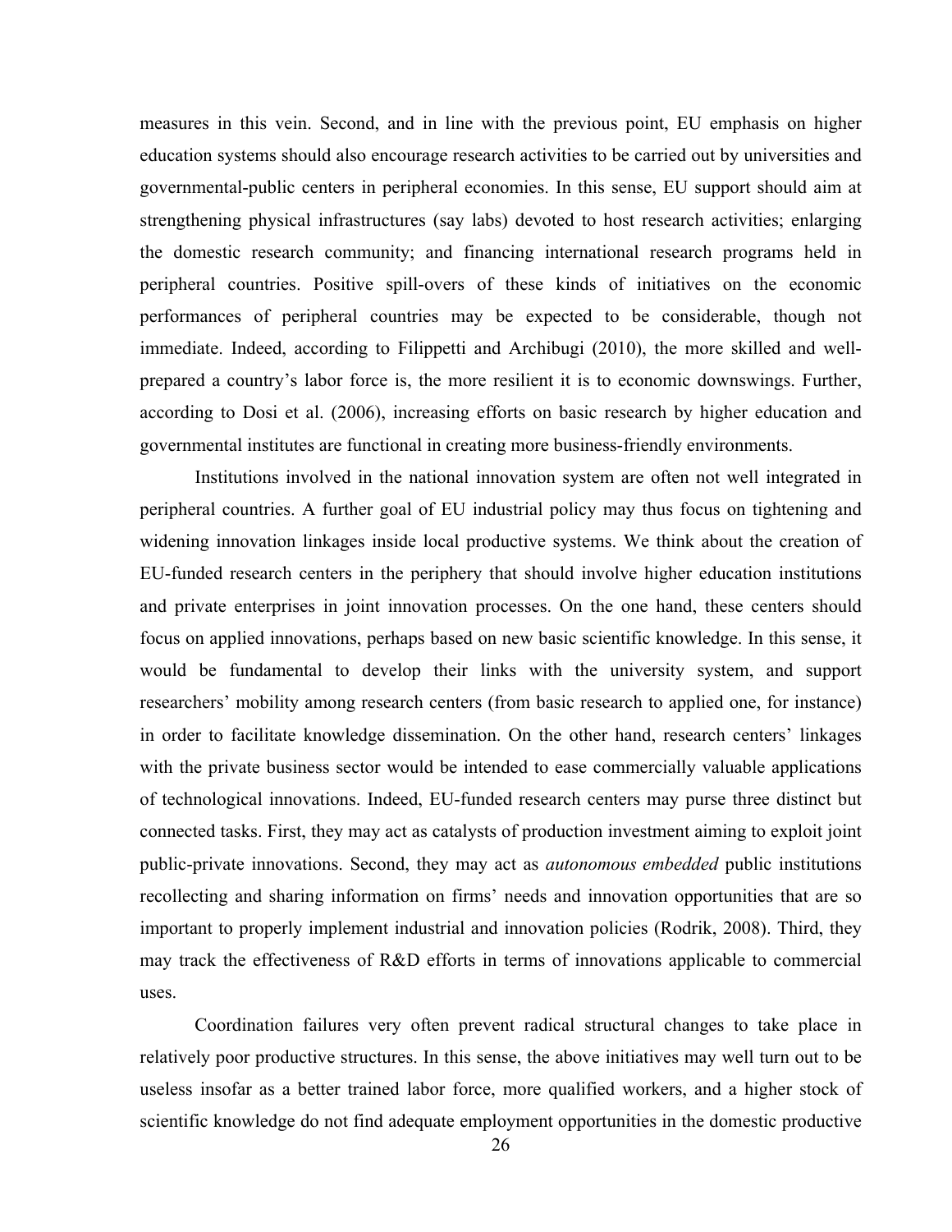measures in this vein. Second, and in line with the previous point, EU emphasis on higher education systems should also encourage research activities to be carried out by universities and governmental-public centers in peripheral economies. In this sense, EU support should aim at strengthening physical infrastructures (say labs) devoted to host research activities; enlarging the domestic research community; and financing international research programs held in peripheral countries. Positive spill-overs of these kinds of initiatives on the economic performances of peripheral countries may be expected to be considerable, though not immediate. Indeed, according to Filippetti and Archibugi (2010), the more skilled and well-prepared a country's labor force is, the more resilient it is to economic downswings. Further, according to Dosi et al. (2006), increasing efforts on basic research by higher education and governmental institutes are functional in creating more business-friendly environments.

Institutions involved in the national innovation system are often not well integrated in peripheral countries. A further goal of EU industrial policy may thus focus on tightening and widening innovation linkages inside local productive systems. We think about the creation of EU-funded research centers in the periphery that should involve higher education institutions and private enterprises in joint innovation processes. On the one hand, these centers should focus on applied innovations, perhaps based on new basic scientific knowledge. In this sense, it would be fundamental to develop their links with the university system, and support researchers' mobility among research centers (from basic research to applied one, for instance) in order to facilitate knowledge dissemination. On the other hand, research centers' linkages with the private business sector would be intended to ease commercially valuable applications of technological innovations. Indeed, EU-funded research centers may purse three distinct but connected tasks. First, they may act as catalysts of production investment aiming to exploit joint public-private innovations. Second, they may act as *autonomous embedded* public institutions recollecting and sharing information on firms' needs and innovation opportunities that are so important to properly implement industrial and innovation policies (Rodrik, 2008). Third, they may track the effectiveness of R&D efforts in terms of innovations applicable to commercial uses.

Coordination failures very often prevent radical structural changes to take place in relatively poor productive structures. In this sense, the above initiatives may well turn out to be useless insofar as a better trained labor force, more qualified workers, and a higher stock of scientific knowledge do not find adequate employment opportunities in the domestic productive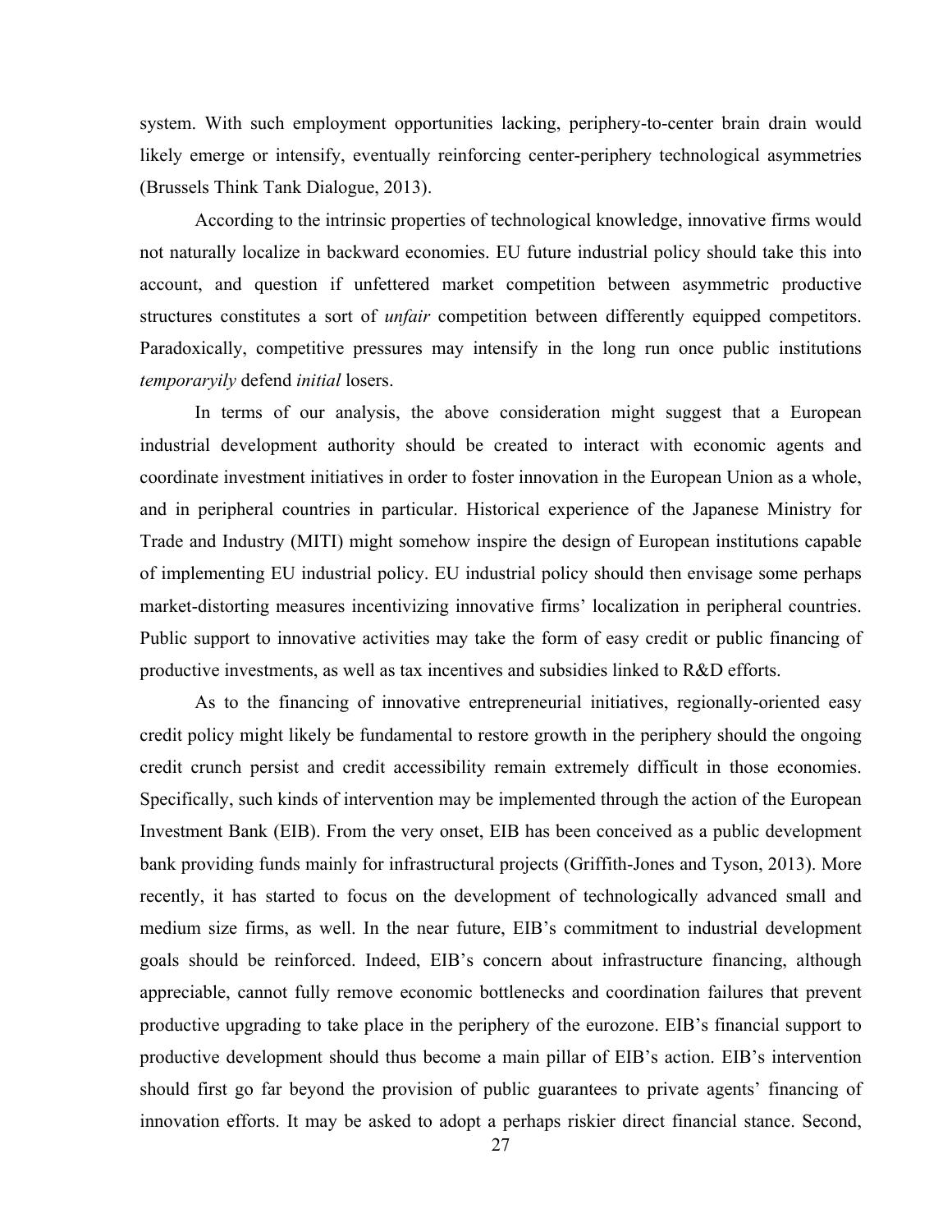system. With such employment opportunities lacking, periphery-to-center brain drain would likely emerge or intensify, eventually reinforcing center-periphery technological asymmetries (Brussels Think Tank Dialogue, 2013).

According to the intrinsic properties of technological knowledge, innovative firms would not naturally localize in backward economies. EU future industrial policy should take this into account, and question if unfettered market competition between asymmetric productive structures constitutes a sort of *unfair* competition between differently equipped competitors. Paradoxically, competitive pressures may intensify in the long run once public institutions *temporaryily* defend *initial* losers.

In terms of our analysis, the above consideration might suggest that a European industrial development authority should be created to interact with economic agents and coordinate investment initiatives in order to foster innovation in the European Union as a whole, and in peripheral countries in particular. Historical experience of the Japanese Ministry for Trade and Industry (MITI) might somehow inspire the design of European institutions capable of implementing EU industrial policy. EU industrial policy should then envisage some perhaps market-distorting measures incentivizing innovative firms' localization in peripheral countries. Public support to innovative activities may take the form of easy credit or public financing of productive investments, as well as tax incentives and subsidies linked to R&D efforts.

As to the financing of innovative entrepreneurial initiatives, regionally-oriented easy credit policy might likely be fundamental to restore growth in the periphery should the ongoing credit crunch persist and credit accessibility remain extremely difficult in those economies. Specifically, such kinds of intervention may be implemented through the action of the European Investment Bank (EIB). From the very onset, EIB has been conceived as a public development bank providing funds mainly for infrastructural projects (Griffith-Jones and Tyson, 2013). More recently, it has started to focus on the development of technologically advanced small and medium size firms, as well. In the near future, EIB's commitment to industrial development goals should be reinforced. Indeed, EIB's concern about infrastructure financing, although appreciable, cannot fully remove economic bottlenecks and coordination failures that prevent productive upgrading to take place in the periphery of the eurozone. EIB's financial support to productive development should thus become a main pillar of EIB's action. EIB's intervention should first go far beyond the provision of public guarantees to private agents' financing of innovation efforts. It may be asked to adopt a perhaps riskier direct financial stance. Second,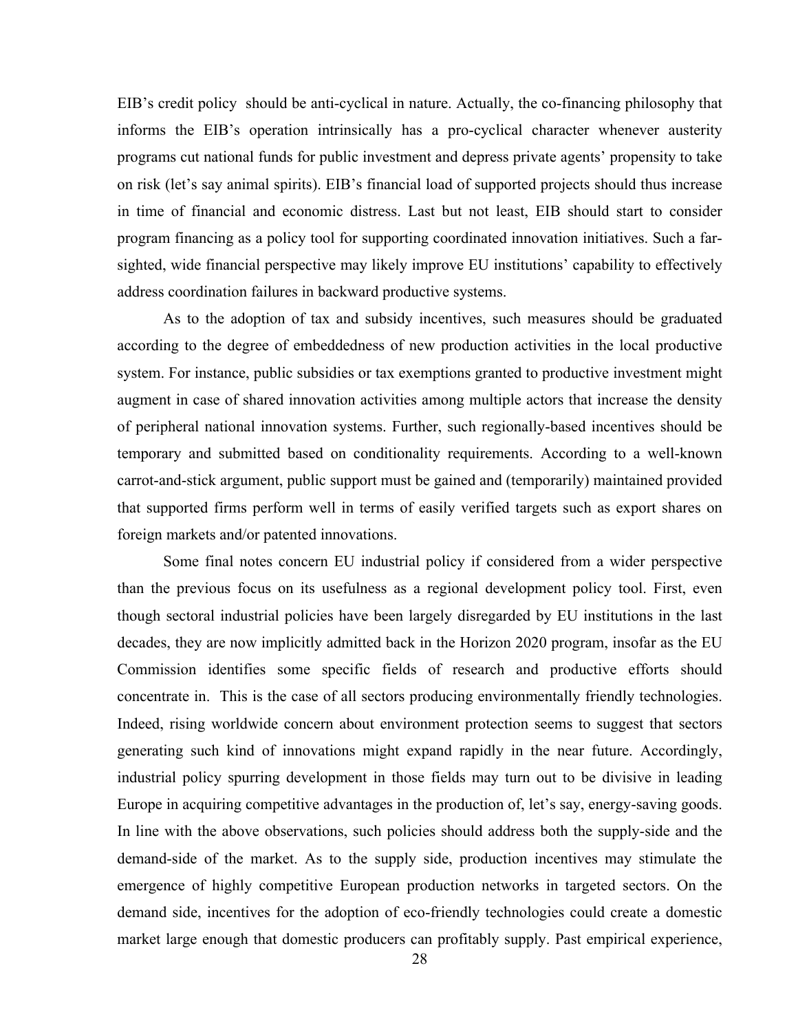EIB's credit policy should be anti-cyclical in nature. Actually, the co-financing philosophy that informs the EIB's operation intrinsically has a pro-cyclical character whenever austerity programs cut national funds for public investment and depress private agents' propensity to take on risk (let's say animal spirits). EIB's financial load of supported projects should thus increase in time of financial and economic distress. Last but not least, EIB should start to consider program financing as a policy tool for supporting coordinated innovation initiatives. Such a far-sighted, wide financial perspective may likely improve EU institutions' capability to effectively address coordination failures in backward productive systems.

As to the adoption of tax and subsidy incentives, such measures should be graduated according to the degree of embeddedness of new production activities in the local productive system. For instance, public subsidies or tax exemptions granted to productive investment might augment in case of shared innovation activities among multiple actors that increase the density of peripheral national innovation systems. Further, such regionally-based incentives should be temporary and submitted based on conditionality requirements. According to a well-known carrot-and-stick argument, public support must be gained and (temporarily) maintained provided that supported firms perform well in terms of easily verified targets such as export shares on foreign markets and/or patented innovations.

Some final notes concern EU industrial policy if considered from a wider perspective than the previous focus on its usefulness as a regional development policy tool. First, even though sectoral industrial policies have been largely disregarded by EU institutions in the last decades, they are now implicitly admitted back in the Horizon 2020 program, insofar as the EU Commission identifies some specific fields of research and productive efforts should concentrate in. This is the case of all sectors producing environmentally friendly technologies. Indeed, rising worldwide concern about environment protection seems to suggest that sectors generating such kind of innovations might expand rapidly in the near future. Accordingly, industrial policy spurring development in those fields may turn out to be divisive in leading Europe in acquiring competitive advantages in the production of, let's say, energy-saving goods. In line with the above observations, such policies should address both the supply-side and the demand-side of the market. As to the supply side, production incentives may stimulate the emergence of highly competitive European production networks in targeted sectors. On the demand side, incentives for the adoption of eco-friendly technologies could create a domestic market large enough that domestic producers can profitably supply. Past empirical experience,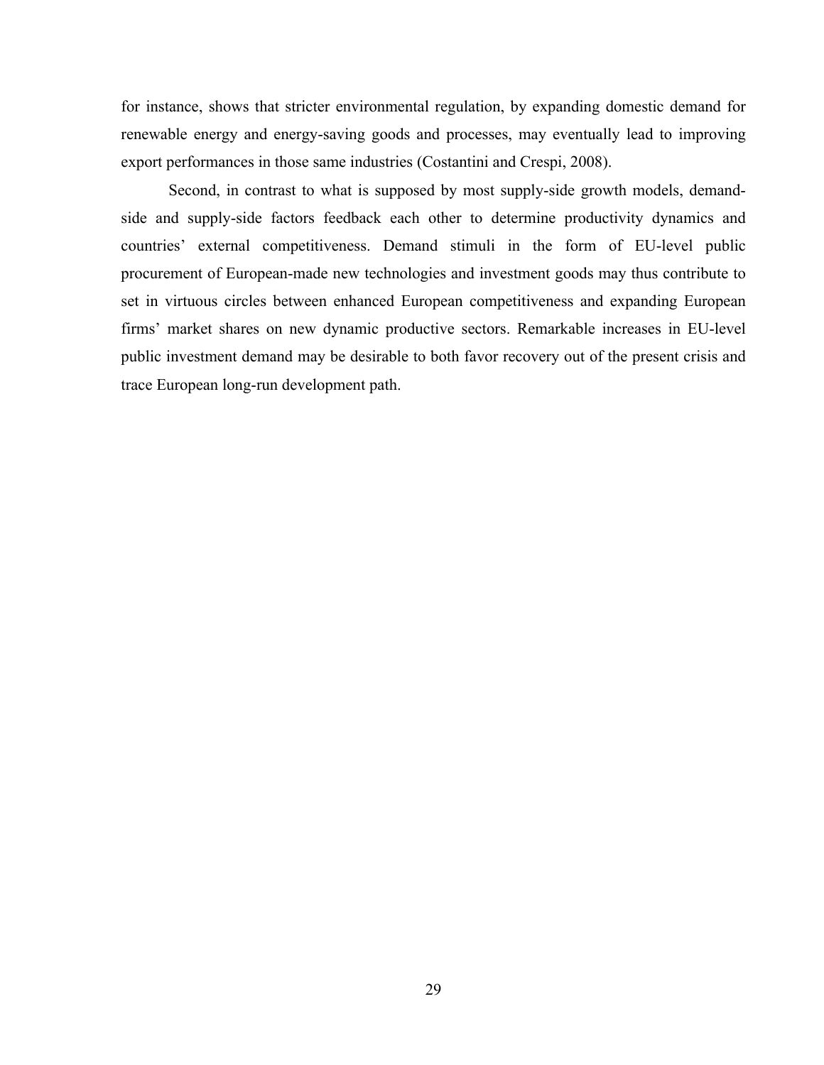for instance, shows that stricter environmental regulation, by expanding domestic demand for renewable energy and energy-saving goods and processes, may eventually lead to improving export performances in those same industries (Costantini and Crespi, 2008).

Second, in contrast to what is supposed by most supply-side growth models, demand-side and supply-side factors feedback each other to determine productivity dynamics and countries' external competitiveness. Demand stimuli in the form of EU-level public procurement of European-made new technologies and investment goods may thus contribute to set in virtuous circles between enhanced European competitiveness and expanding European firms' market shares on new dynamic productive sectors. Remarkable increases in EU-level public investment demand may be desirable to both favor recovery out of the present crisis and trace European long-run development path.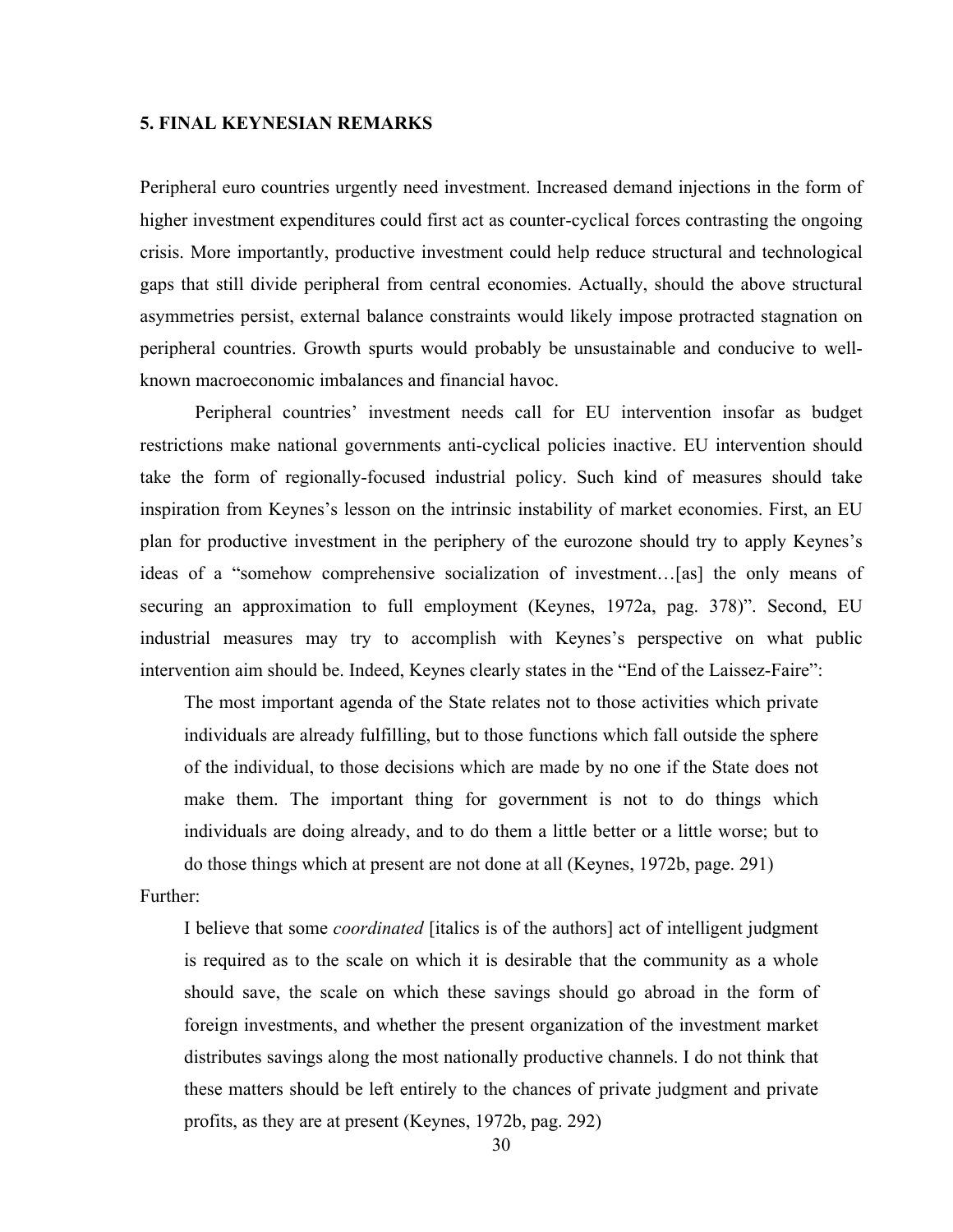## 5. FINAL KEYNESIAN REMARKS

Peripheral euro countries urgently need investment. Increased demand injections in the form of higher investment expenditures could first act as counter-cyclical forces contrasting the ongoing crisis. More importantly, productive investment could help reduce structural and technological gaps that still divide peripheral from central economies. Actually, should the above structural asymmetries persist, external balance constraints would likely impose protracted stagnation on peripheral countries. Growth spurts would probably be unsustainable and conducive to well-known macroeconomic imbalances and financial havoc.

Peripheral countries' investment needs call for EU intervention insofar as budget restrictions make national governments anti-cyclical policies inactive. EU intervention should take the form of regionally-focused industrial policy. Such kind of measures should take inspiration from Keynes's lesson on the intrinsic instability of market economies. First, an EU plan for productive investment in the periphery of the eurozone should try to apply Keynes's ideas of a "somehow comprehensive socialization of investment…[as] the only means of securing an approximation to full employment (Keynes, 1972a, pag. 378)". Second, EU industrial measures may try to accomplish with Keynes's perspective on what public intervention aim should be. Indeed, Keynes clearly states in the "End of the Laissez-Faire":

> The most important agenda of the State relates not to those activities which private individuals are already fulfilling, but to those functions which fall outside the sphere of the individual, to those decisions which are made by no one if the State does not make them. The important thing for government is not to do things which individuals are doing already, and to do them a little better or a little worse; but to do those things which at present are not done at all (Keynes, 1972b, page. 291)

Further:

> I believe that some *coordinated* [italics is of the authors] act of intelligent judgment is required as to the scale on which it is desirable that the community as a whole should save, the scale on which these savings should go abroad in the form of foreign investments, and whether the present organization of the investment market distributes savings along the most nationally productive channels. I do not think that these matters should be left entirely to the chances of private judgment and private profits, as they are at present (Keynes, 1972b, pag. 292)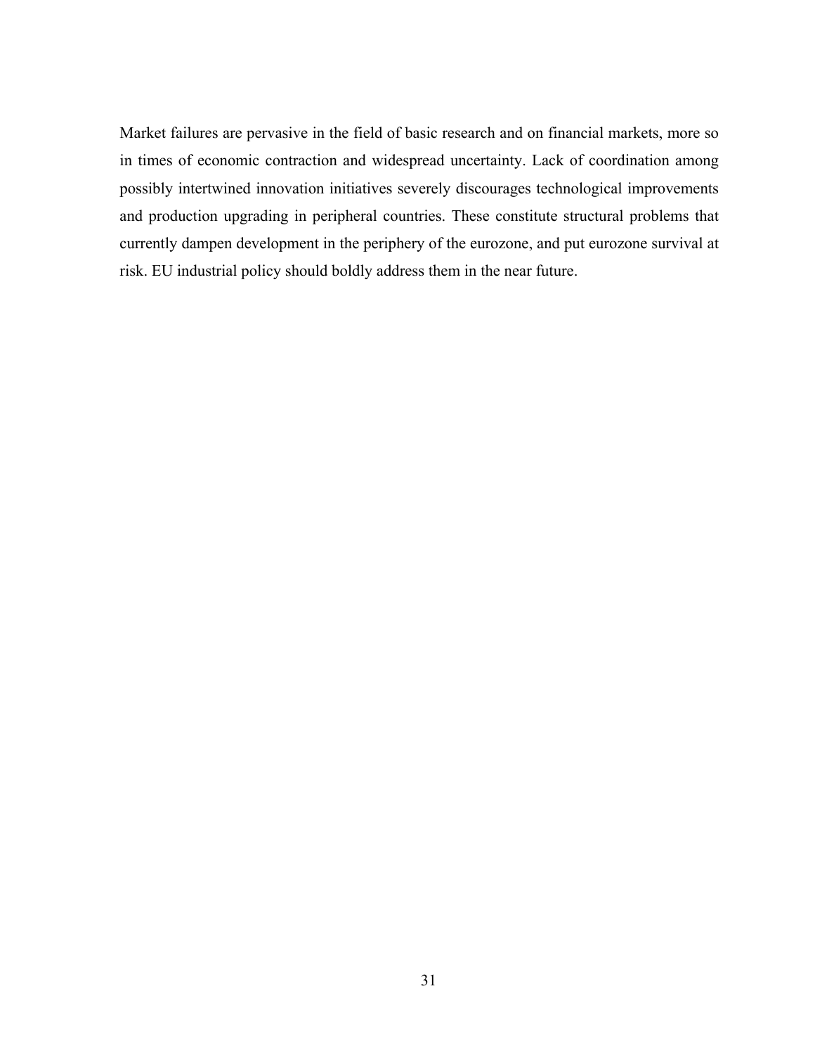Market failures are pervasive in the field of basic research and on financial markets, more so in times of economic contraction and widespread uncertainty. Lack of coordination among possibly intertwined innovation initiatives severely discourages technological improvements and production upgrading in peripheral countries. These constitute structural problems that currently dampen development in the periphery of the eurozone, and put eurozone survival at risk. EU industrial policy should boldly address them in the near future.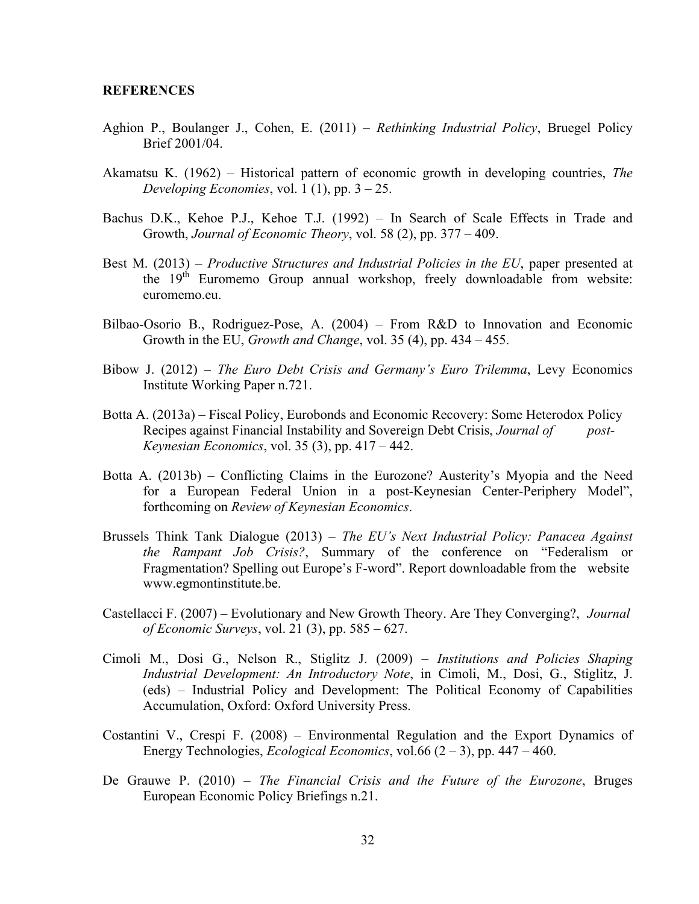**REFERENCES**

Aghion P., Boulanger J., Cohen, E. (2011) – *Rethinking Industrial Policy*, Bruegel Policy Brief 2001/04.

Akamatsu K. (1962) – Historical pattern of economic growth in developing countries, *The Developing Economies*, vol. 1 (1), pp. 3 – 25.

Bachus D.K., Kehoe P.J., Kehoe T.J. (1992) – In Search of Scale Effects in Trade and Growth, *Journal of Economic Theory*, vol. 58 (2), pp. 377 – 409.

Best M. (2013) – *Productive Structures and Industrial Policies in the EU*, paper presented at the 19th Euromemo Group annual workshop, freely downloadable from website: euromemo.eu.

Bilbao-Osorio B., Rodriguez-Pose, A. (2004) – From R&D to Innovation and Economic Growth in the EU, *Growth and Change*, vol. 35 (4), pp. 434 – 455.

Bibow J. (2012) – *The Euro Debt Crisis and Germany's Euro Trilemma*, Levy Economics Institute Working Paper n.721.

Botta A. (2013a) – Fiscal Policy, Eurobonds and Economic Recovery: Some Heterodox Policy Recipes against Financial Instability and Sovereign Debt Crisis, *Journal of post-Keynesian Economics*, vol. 35 (3), pp. 417 – 442.

Botta A. (2013b) – Conflicting Claims in the Eurozone? Austerity's Myopia and the Need for a European Federal Union in a post-Keynesian Center-Periphery Model", forthcoming on *Review of Keynesian Economics*.

Brussels Think Tank Dialogue (2013) – *The EU's Next Industrial Policy: Panacea Against the Rampant Job Crisis?*, Summary of the conference on "Federalism or Fragmentation? Spelling out Europe's F-word". Report downloadable from the website www.egmontinstitute.be.

Castellacci F. (2007) – Evolutionary and New Growth Theory. Are They Converging?, *Journal of Economic Surveys*, vol. 21 (3), pp. 585 – 627.

Cimoli M., Dosi G., Nelson R., Stiglitz J. (2009) – *Institutions and Policies Shaping Industrial Development: An Introductory Note*, in Cimoli, M., Dosi, G., Stiglitz, J. (eds) – Industrial Policy and Development: The Political Economy of Capabilities Accumulation, Oxford: Oxford University Press.

Costantini V., Crespi F. (2008) – Environmental Regulation and the Export Dynamics of Energy Technologies, *Ecological Economics*, vol.66 (2 – 3), pp. 447 – 460.

De Grauwe P. (2010) – *The Financial Crisis and the Future of the Eurozone*, Bruges European Economic Policy Briefings n.21.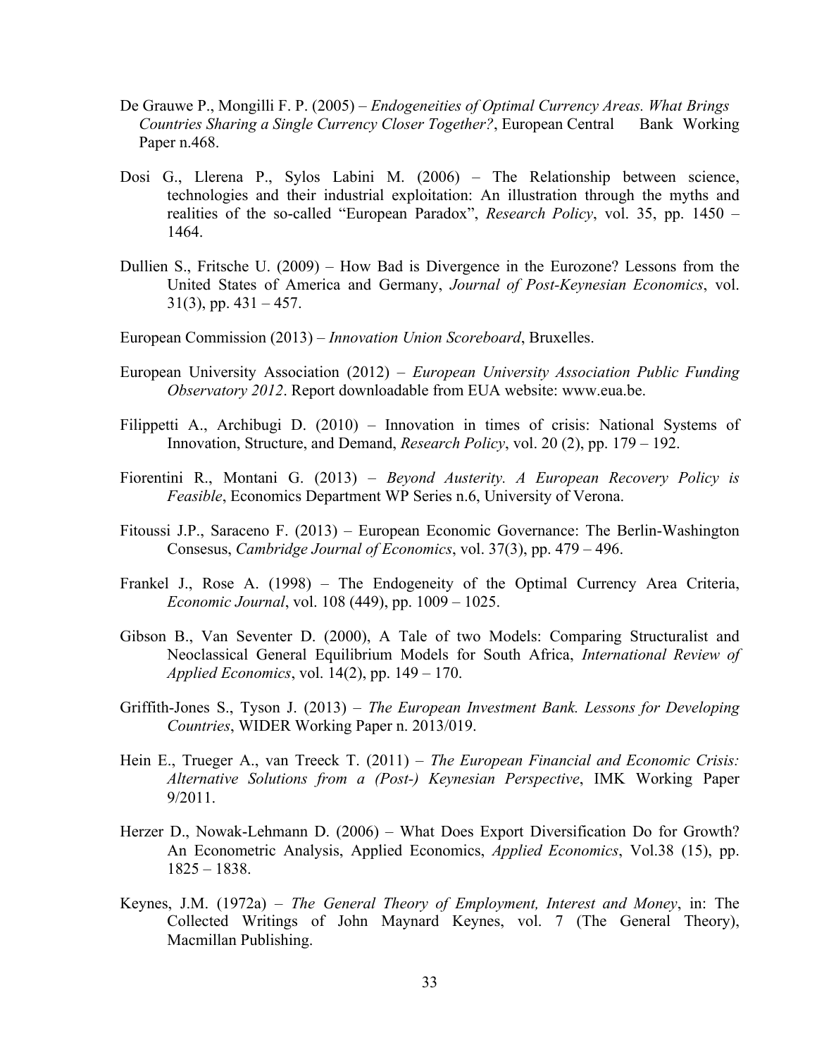De Grauwe P., Mongilli F. P. (2005) – *Endogeneities of Optimal Currency Areas. What Brings Countries Sharing a Single Currency Closer Together?*, European Central Bank Working Paper n.468.

Dosi G., Llerena P., Sylos Labini M. (2006) – The Relationship between science, technologies and their industrial exploitation: An illustration through the myths and realities of the so-called "European Paradox", *Research Policy*, vol. 35, pp. 1450 – 1464.

Dullien S., Fritsche U. (2009) – How Bad is Divergence in the Eurozone? Lessons from the United States of America and Germany, *Journal of Post-Keynesian Economics*, vol. 31(3), pp. 431 – 457.

European Commission (2013) – *Innovation Union Scoreboard*, Bruxelles.

European University Association (2012) – *European University Association Public Funding Observatory 2012*. Report downloadable from EUA website: www.eua.be.

Filippetti A., Archibugi D. (2010) – Innovation in times of crisis: National Systems of Innovation, Structure, and Demand, *Research Policy*, vol. 20 (2), pp. 179 – 192.

Fiorentini R., Montani G. (2013) – *Beyond Austerity. A European Recovery Policy is Feasible*, Economics Department WP Series n.6, University of Verona.

Fitoussi J.P., Saraceno F. (2013) – European Economic Governance: The Berlin-Washington Consesus, *Cambridge Journal of Economics*, vol. 37(3), pp. 479 – 496.

Frankel J., Rose A. (1998) – The Endogeneity of the Optimal Currency Area Criteria, *Economic Journal*, vol. 108 (449), pp. 1009 – 1025.

Gibson B., Van Seventer D. (2000), A Tale of two Models: Comparing Structuralist and Neoclassical General Equilibrium Models for South Africa, *International Review of Applied Economics*, vol. 14(2), pp. 149 – 170.

Griffith-Jones S., Tyson J. (2013) – *The European Investment Bank. Lessons for Developing Countries*, WIDER Working Paper n. 2013/019.

Hein E., Trueger A., van Treeck T. (2011) – *The European Financial and Economic Crisis: Alternative Solutions from a (Post-) Keynesian Perspective*, IMK Working Paper 9/2011.

Herzer D., Nowak-Lehmann D. (2006) – What Does Export Diversification Do for Growth? An Econometric Analysis, Applied Economics, *Applied Economics*, Vol.38 (15), pp. 1825 – 1838.

Keynes, J.M. (1972a) – *The General Theory of Employment, Interest and Money*, in: The Collected Writings of John Maynard Keynes, vol. 7 (The General Theory), Macmillan Publishing.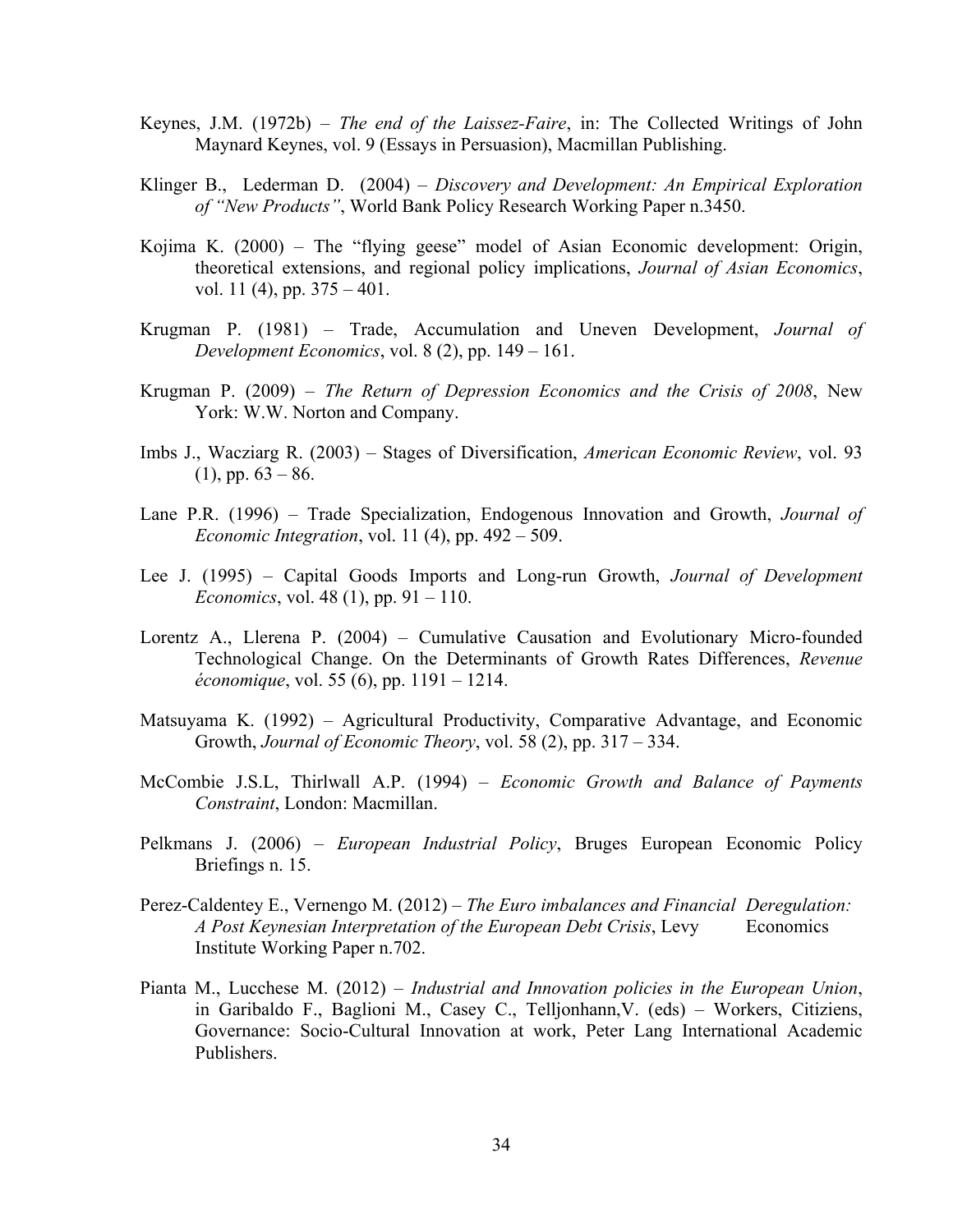Keynes, J.M. (1972b) – *The end of the Laissez-Faire*, in: The Collected Writings of John Maynard Keynes, vol. 9 (Essays in Persuasion), Macmillan Publishing.

Klinger B., Lederman D. (2004) – *Discovery and Development: An Empirical Exploration of "New Products"*, World Bank Policy Research Working Paper n.3450.

Kojima K. (2000) – The "flying geese" model of Asian Economic development: Origin, theoretical extensions, and regional policy implications, *Journal of Asian Economics*, vol. 11 (4), pp. 375 – 401.

Krugman P. (1981) – Trade, Accumulation and Uneven Development, *Journal of Development Economics*, vol. 8 (2), pp. 149 – 161.

Krugman P. (2009) – *The Return of Depression Economics and the Crisis of 2008*, New York: W.W. Norton and Company.

Imbs J., Wacziarg R. (2003) – Stages of Diversification, *American Economic Review*, vol. 93 (1), pp. 63 – 86.

Lane P.R. (1996) – Trade Specialization, Endogenous Innovation and Growth, *Journal of Economic Integration*, vol. 11 (4), pp. 492 – 509.

Lee J. (1995) – Capital Goods Imports and Long-run Growth, *Journal of Development Economics*, vol. 48 (1), pp. 91 – 110.

Lorentz A., Llerena P. (2004) – Cumulative Causation and Evolutionary Micro-founded Technological Change. On the Determinants of Growth Rates Differences, *Revenue économique*, vol. 55 (6), pp. 1191 – 1214.

Matsuyama K. (1992) – Agricultural Productivity, Comparative Advantage, and Economic Growth, *Journal of Economic Theory*, vol. 58 (2), pp. 317 – 334.

McCombie J.S.L, Thirlwall A.P. (1994) – *Economic Growth and Balance of Payments Constraint*, London: Macmillan.

Pelkmans J. (2006) – *European Industrial Policy*, Bruges European Economic Policy Briefings n. 15.

Perez-Caldentey E., Vernengo M. (2012) – *The Euro imbalances and Financial Deregulation: A Post Keynesian Interpretation of the European Debt Crisis*, Levy Economics Institute Working Paper n.702.

Pianta M., Lucchese M. (2012) – *Industrial and Innovation policies in the European Union*, in Garibaldo F., Baglioni M., Casey C., Telljonhann,V. (eds) – Workers, Citiziens, Governance: Socio-Cultural Innovation at work, Peter Lang International Academic Publishers.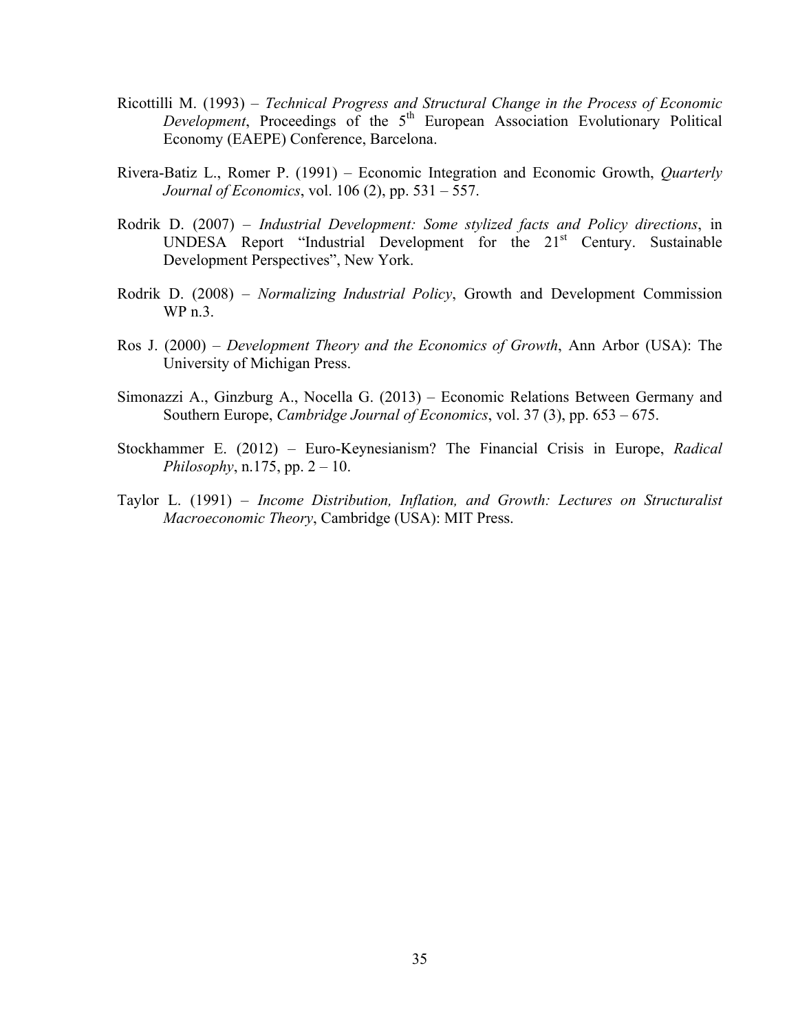Ricottilli M. (1993) – *Technical Progress and Structural Change in the Process of Economic Development*, Proceedings of the 5th European Association Evolutionary Political Economy (EAEPE) Conference, Barcelona.

Rivera-Batiz L., Romer P. (1991) – Economic Integration and Economic Growth, *Quarterly Journal of Economics*, vol. 106 (2), pp. 531 – 557.

Rodrik D. (2007) – *Industrial Development: Some stylized facts and Policy directions*, in UNDESA Report "Industrial Development for the 21st Century. Sustainable Development Perspectives", New York.

Rodrik D. (2008) – *Normalizing Industrial Policy*, Growth and Development Commission WP n.3.

Ros J. (2000) – *Development Theory and the Economics of Growth*, Ann Arbor (USA): The University of Michigan Press.

Simonazzi A., Ginzburg A., Nocella G. (2013) – Economic Relations Between Germany and Southern Europe, *Cambridge Journal of Economics*, vol. 37 (3), pp. 653 – 675.

Stockhammer E. (2012) – Euro-Keynesianism? The Financial Crisis in Europe, *Radical Philosophy*, n.175, pp. 2 – 10.

Taylor L. (1991) – *Income Distribution, Inflation, and Growth: Lectures on Structuralist Macroeconomic Theory*, Cambridge (USA): MIT Press.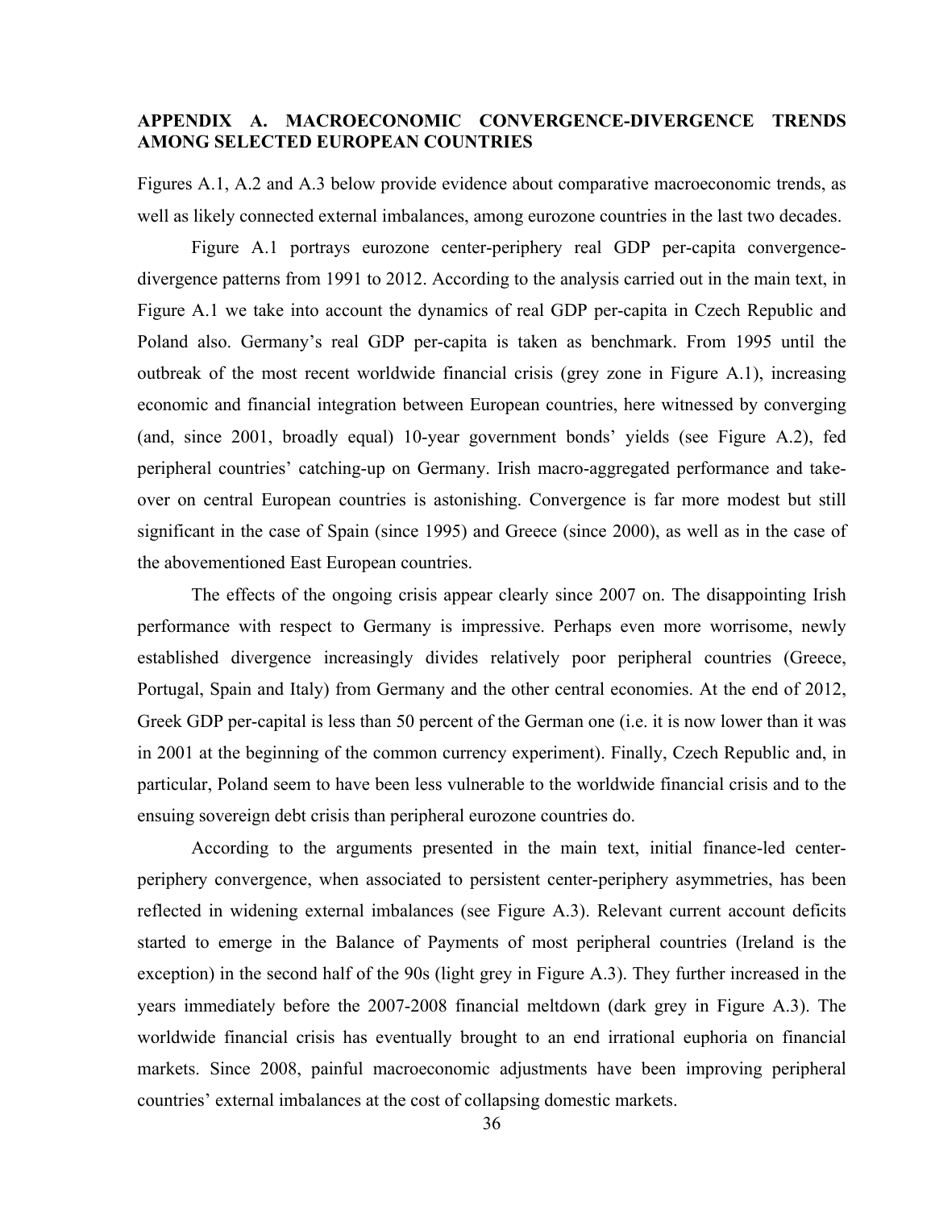## APPENDIX A. MACROECONOMIC CONVERGENCE-DIVERGENCE TRENDS AMONG SELECTED EUROPEAN COUNTRIES

Figures A.1, A.2 and A.3 below provide evidence about comparative macroeconomic trends, as well as likely connected external imbalances, among eurozone countries in the last two decades.

Figure A.1 portrays eurozone center-periphery real GDP per-capita convergence-divergence patterns from 1991 to 2012. According to the analysis carried out in the main text, in Figure A.1 we take into account the dynamics of real GDP per-capita in Czech Republic and Poland also. Germany's real GDP per-capita is taken as benchmark. From 1995 until the outbreak of the most recent worldwide financial crisis (grey zone in Figure A.1), increasing economic and financial integration between European countries, here witnessed by converging (and, since 2001, broadly equal) 10-year government bonds' yields (see Figure A.2), fed peripheral countries' catching-up on Germany. Irish macro-aggregated performance and take-over on central European countries is astonishing. Convergence is far more modest but still significant in the case of Spain (since 1995) and Greece (since 2000), as well as in the case of the abovementioned East European countries.

The effects of the ongoing crisis appear clearly since 2007 on. The disappointing Irish performance with respect to Germany is impressive. Perhaps even more worrisome, newly established divergence increasingly divides relatively poor peripheral countries (Greece, Portugal, Spain and Italy) from Germany and the other central economies. At the end of 2012, Greek GDP per-capital is less than 50 percent of the German one (i.e. it is now lower than it was in 2001 at the beginning of the common currency experiment). Finally, Czech Republic and, in particular, Poland seem to have been less vulnerable to the worldwide financial crisis and to the ensuing sovereign debt crisis than peripheral eurozone countries do.

According to the arguments presented in the main text, initial finance-led center-periphery convergence, when associated to persistent center-periphery asymmetries, has been reflected in widening external imbalances (see Figure A.3). Relevant current account deficits started to emerge in the Balance of Payments of most peripheral countries (Ireland is the exception) in the second half of the 90s (light grey in Figure A.3). They further increased in the years immediately before the 2007-2008 financial meltdown (dark grey in Figure A.3). The worldwide financial crisis has eventually brought to an end irrational euphoria on financial markets. Since 2008, painful macroeconomic adjustments have been improving peripheral countries' external imbalances at the cost of collapsing domestic markets.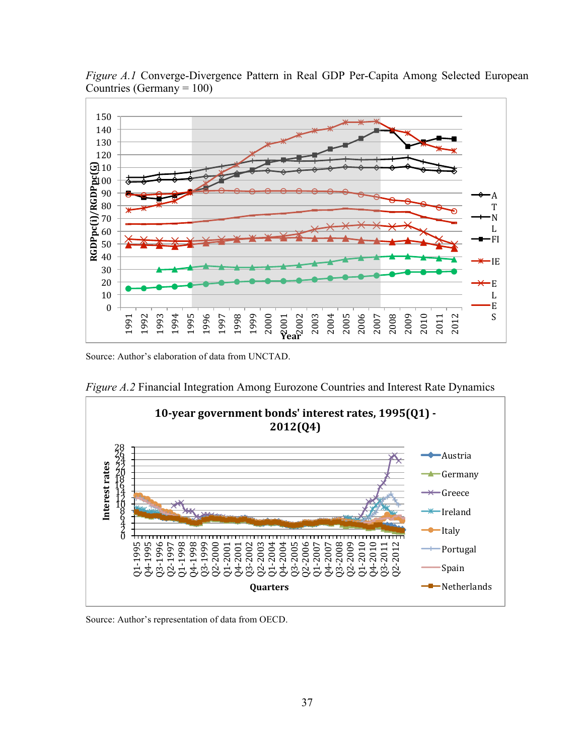*Figure A.1* Converge-Divergence Pattern in Real GDP Per-Capita Among Selected European Countries (Germany = 100)

Source: Author's elaboration of data from UNCTAD.

*Figure A.2* Financial Integration Among Eurozone Countries and Interest Rate Dynamics

Source: Author's representation of data from OECD.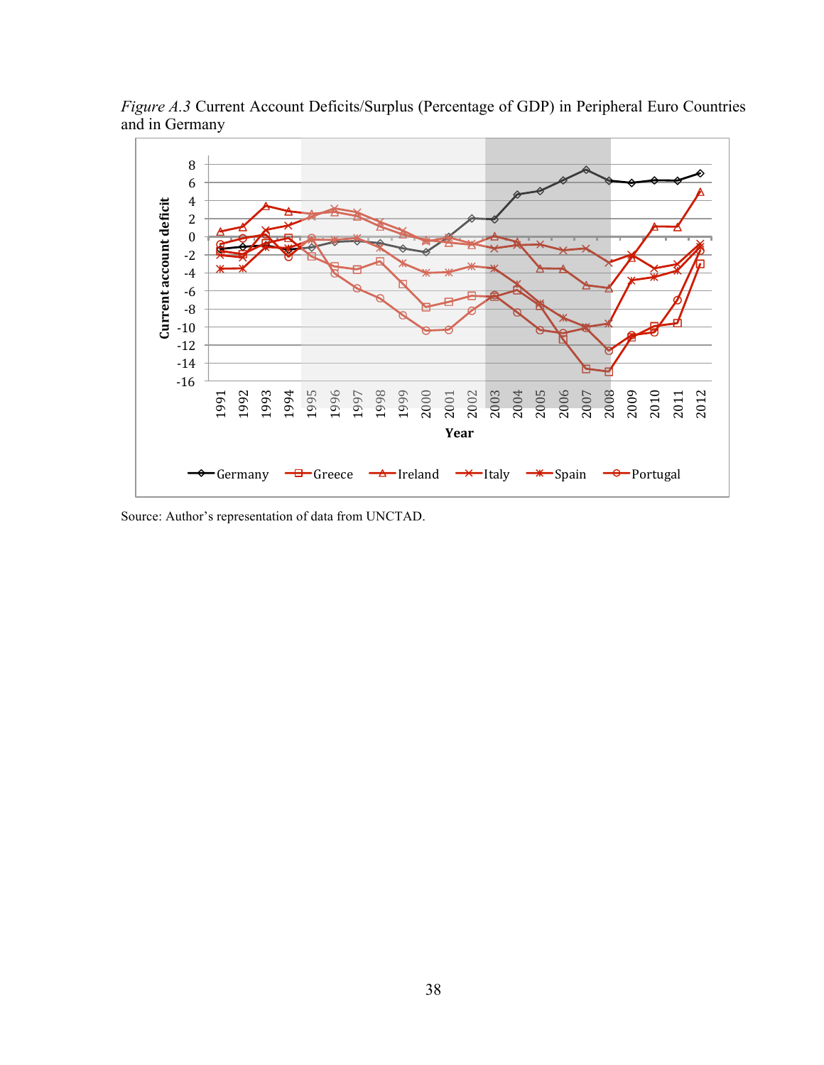*Figure A.3* Current Account Deficits/Surplus (Percentage of GDP) in Peripheral Euro Countries and in Germany

Current account deficit

8
6
4
2
0
-2
-4
-6
-8
-10
-12
-14
-16

1991 1992 1993 1994 1995 1996 1997 1998 1999 2000 2001 2002 2003 2004 2005 2006 2007 2008 2009 2010 2011 2012

Year

Germany Greece Ireland Italy Spain Portugal

Source: Author's representation of data from UNCTAD.